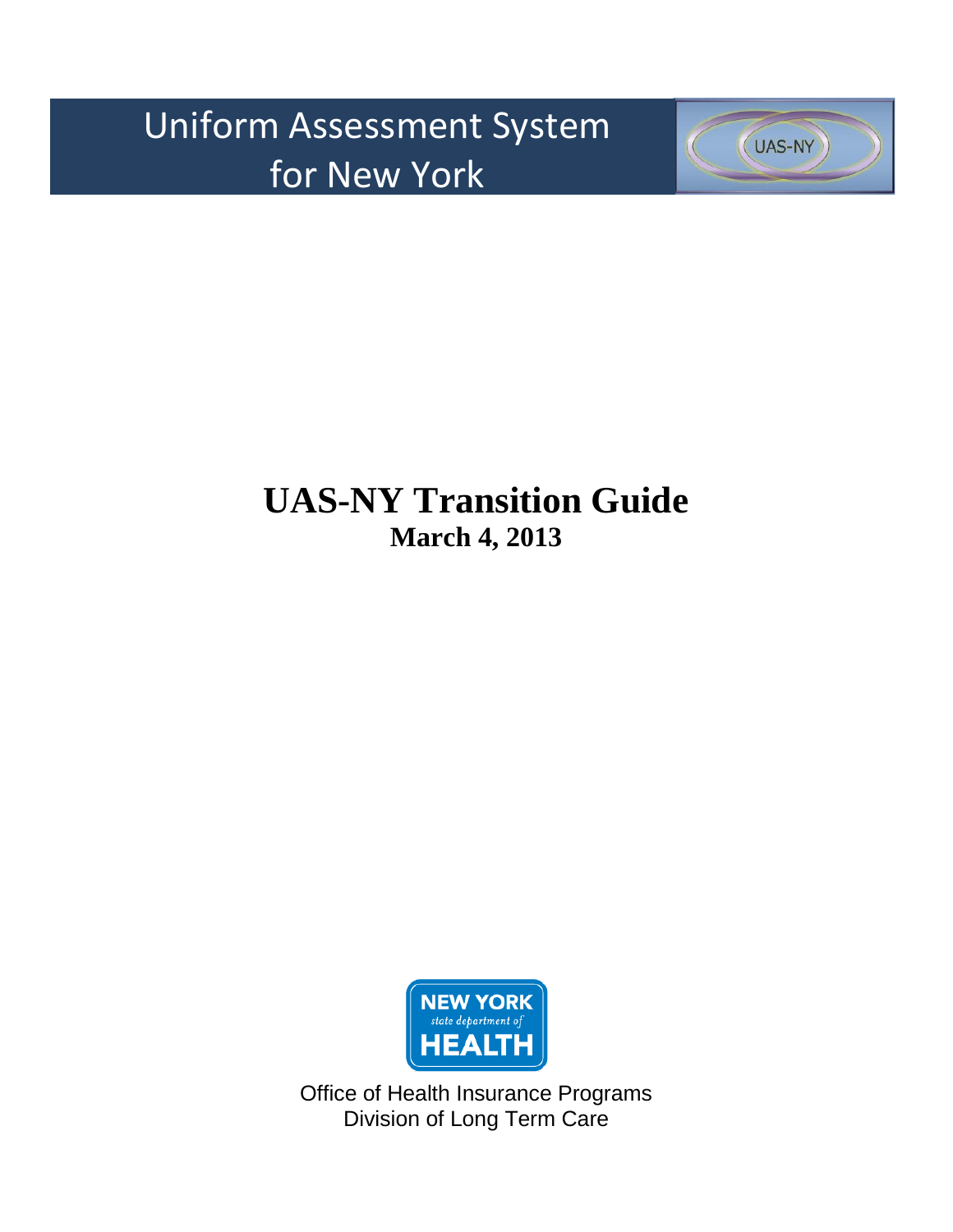Uniform Assessment System for New York

UAS-NY

# UAS-NY Transition Guide

**March 4, 2013**

NEW YORK state department of HEALTH

Office of Health Insurance Programs
Division of Long Term Care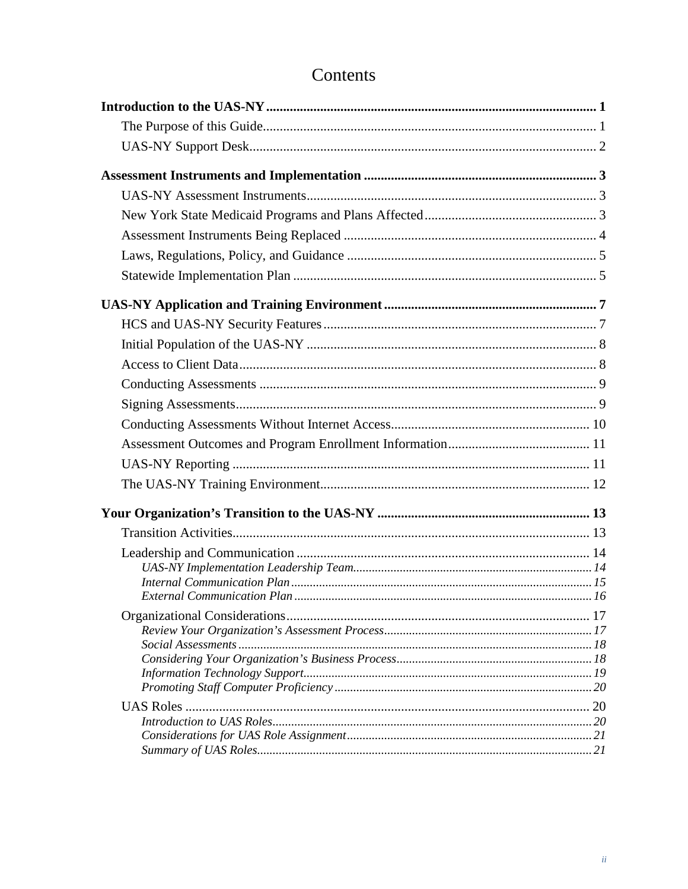# Contents

**Introduction to the UAS-NY** .......... **1**

- The Purpose of this Guide .......... 1
- UAS-NY Support Desk .......... 2

**Assessment Instruments and Implementation** .......... **3**

- UAS-NY Assessment Instruments .......... 3
- New York State Medicaid Programs and Plans Affected .......... 3
- Assessment Instruments Being Replaced .......... 4
- Laws, Regulations, Policy, and Guidance .......... 5
- Statewide Implementation Plan .......... 5

**UAS-NY Application and Training Environment** .......... **7**

- HCS and UAS-NY Security Features .......... 7
- Initial Population of the UAS-NY .......... 8
- Access to Client Data .......... 8
- Conducting Assessments .......... 9
- Signing Assessments .......... 9
- Conducting Assessments Without Internet Access .......... 10
- Assessment Outcomes and Program Enrollment Information .......... 11
- UAS-NY Reporting .......... 11
- The UAS-NY Training Environment .......... 12

**Your Organization's Transition to the UAS-NY** .......... **13**

- Transition Activities .......... 13
- Leadership and Communication .......... 14
  - *UAS-NY Implementation Leadership Team* .......... *14*
  - *Internal Communication Plan* .......... *15*
  - *External Communication Plan* .......... *16*
- Organizational Considerations .......... 17
  - *Review Your Organization's Assessment Process* .......... *17*
  - *Social Assessments* .......... *18*
  - *Considering Your Organization's Business Process* .......... *18*
  - *Information Technology Support* .......... *19*
  - *Promoting Staff Computer Proficiency* .......... *20*
- UAS Roles .......... 20
  - *Introduction to UAS Roles* .......... *20*
  - *Considerations for UAS Role Assignment* .......... *21*
  - *Summary of UAS Roles* .......... *21*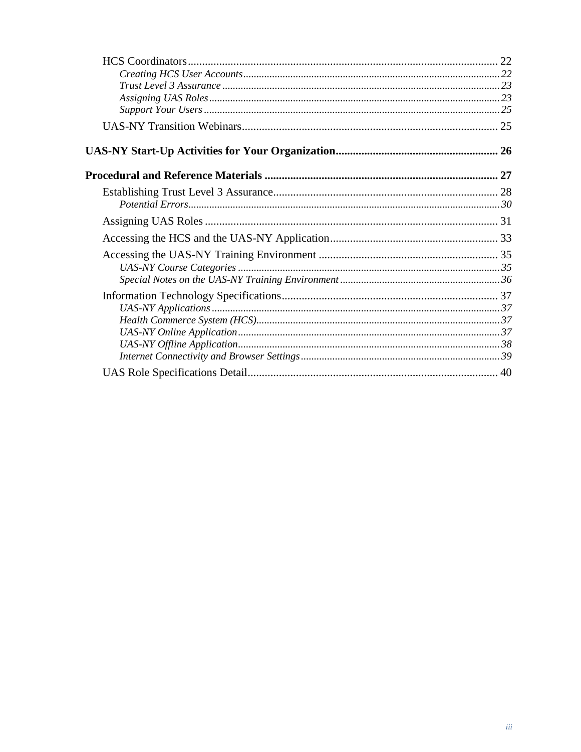HCS Coordinators ........................................................................................................ 22

*Creating HCS User Accounts* ................................................................................................ 22

*Trust Level 3 Assurance* ........................................................................................................ 23

*Assigning UAS Roles* ............................................................................................................ 23

*Support Your Users* .............................................................................................................. 25

UAS-NY Transition Webinars ...................................................................................... 25

**UAS-NY Start-Up Activities for Your Organization ...................................................... 26**

**Procedural and Reference Materials ............................................................................. 27**

Establishing Trust Level 3 Assurance ........................................................................... 28

*Potential Errors* ..................................................................................................................... 30

Assigning UAS Roles .................................................................................................... 31

Accessing the HCS and the UAS-NY Application ........................................................ 33

Accessing the UAS-NY Training Environment ............................................................ 35

*UAS-NY Course Categories* .................................................................................................. 35

*Special Notes on the UAS-NY Training Environment* ........................................................... 36

Information Technology Specifications ........................................................................ 37

*UAS-NY Applications* ........................................................................................................... 37

*Health Commerce System (HCS)* ........................................................................................... 37

*UAS-NY Online Application* .................................................................................................. 37

*UAS-NY Offline Application* .................................................................................................. 38

*Internet Connectivity and Browser Settings* .......................................................................... 39

UAS Role Specifications Detail .................................................................................... 40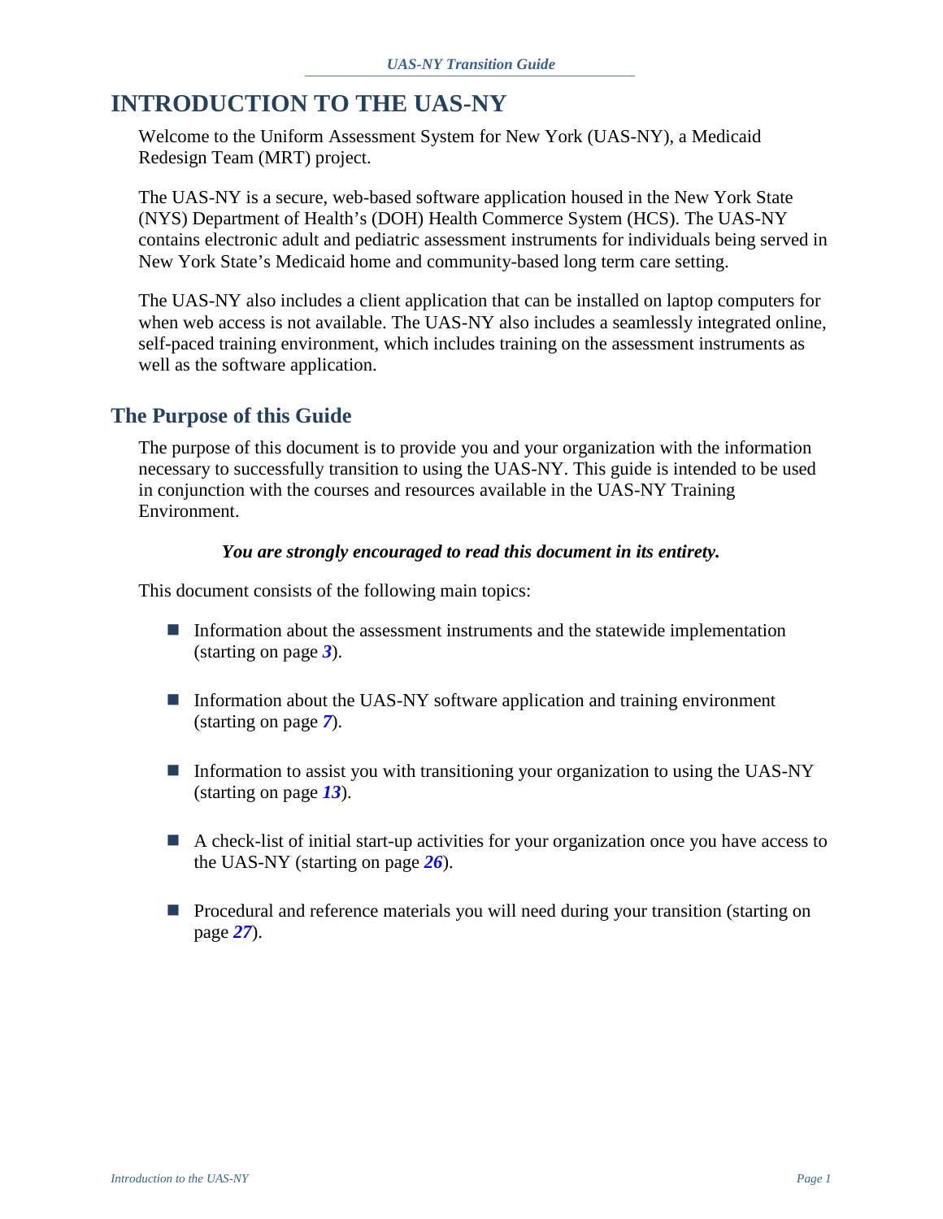# INTRODUCTION TO THE UAS-NY

Welcome to the Uniform Assessment System for New York (UAS-NY), a Medicaid Redesign Team (MRT) project.

The UAS-NY is a secure, web-based software application housed in the New York State (NYS) Department of Health's (DOH) Health Commerce System (HCS). The UAS-NY contains electronic adult and pediatric assessment instruments for individuals being served in New York State's Medicaid home and community-based long term care setting.

The UAS-NY also includes a client application that can be installed on laptop computers for when web access is not available. The UAS-NY also includes a seamlessly integrated online, self-paced training environment, which includes training on the assessment instruments as well as the software application.

## The Purpose of this Guide

The purpose of this document is to provide you and your organization with the information necessary to successfully transition to using the UAS-NY. This guide is intended to be used in conjunction with the courses and resources available in the UAS-NY Training Environment.

***You are strongly encouraged to read this document in its entirety.***

This document consists of the following main topics:

- Information about the assessment instruments and the statewide implementation (starting on page ***3***).
- Information about the UAS-NY software application and training environment (starting on page ***7***).
- Information to assist you with transitioning your organization to using the UAS-NY (starting on page ***13***).
- A check-list of initial start-up activities for your organization once you have access to the UAS-NY (starting on page ***26***).
- Procedural and reference materials you will need during your transition (starting on page ***27***).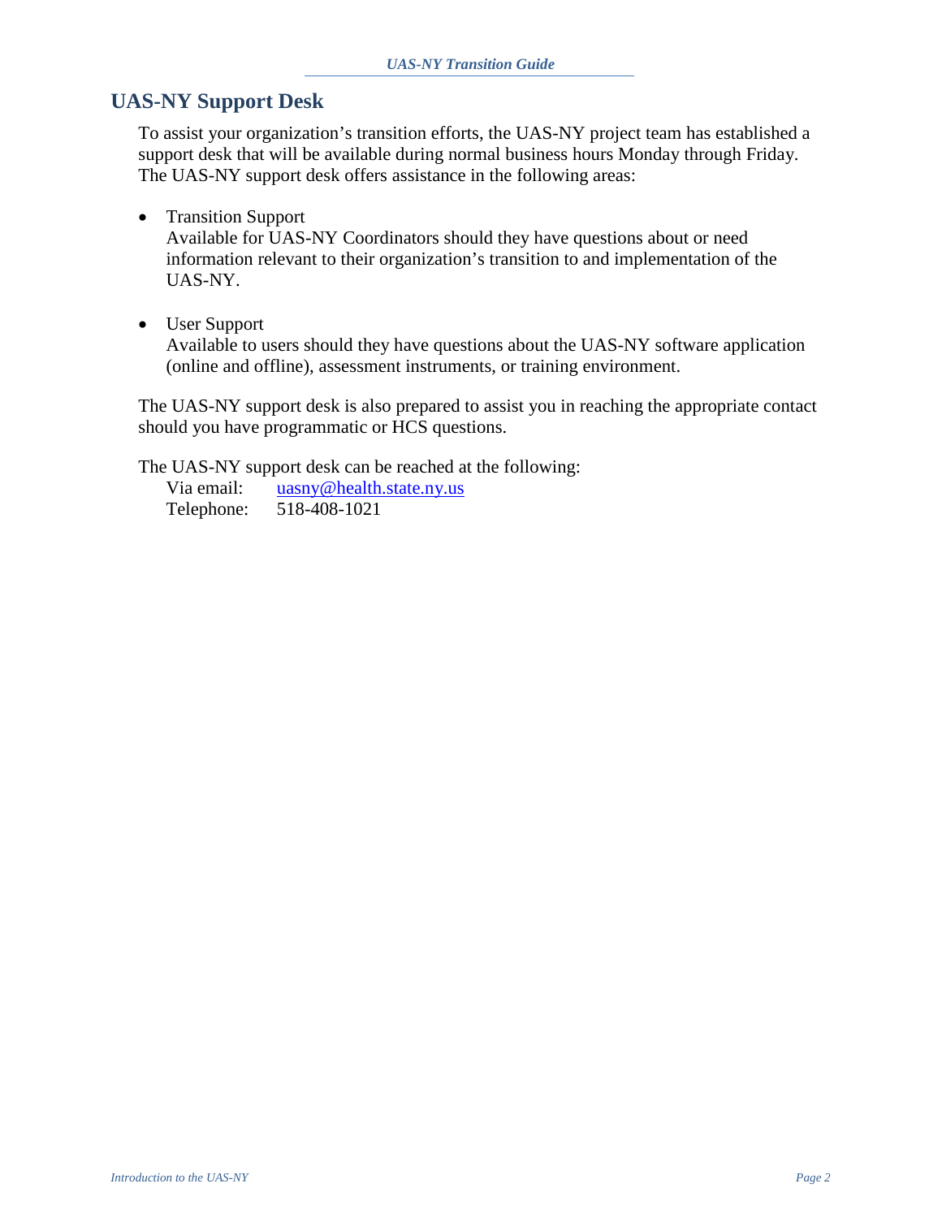## UAS-NY Support Desk

To assist your organization's transition efforts, the UAS-NY project team has established a support desk that will be available during normal business hours Monday through Friday. The UAS-NY support desk offers assistance in the following areas:

- Transition Support
  Available for UAS-NY Coordinators should they have questions about or need information relevant to their organization's transition to and implementation of the UAS-NY.

- User Support
  Available to users should they have questions about the UAS-NY software application (online and offline), assessment instruments, or training environment.

The UAS-NY support desk is also prepared to assist you in reaching the appropriate contact should you have programmatic or HCS questions.

The UAS-NY support desk can be reached at the following:

Via email: uasny@health.state.ny.us
Telephone: 518-408-1021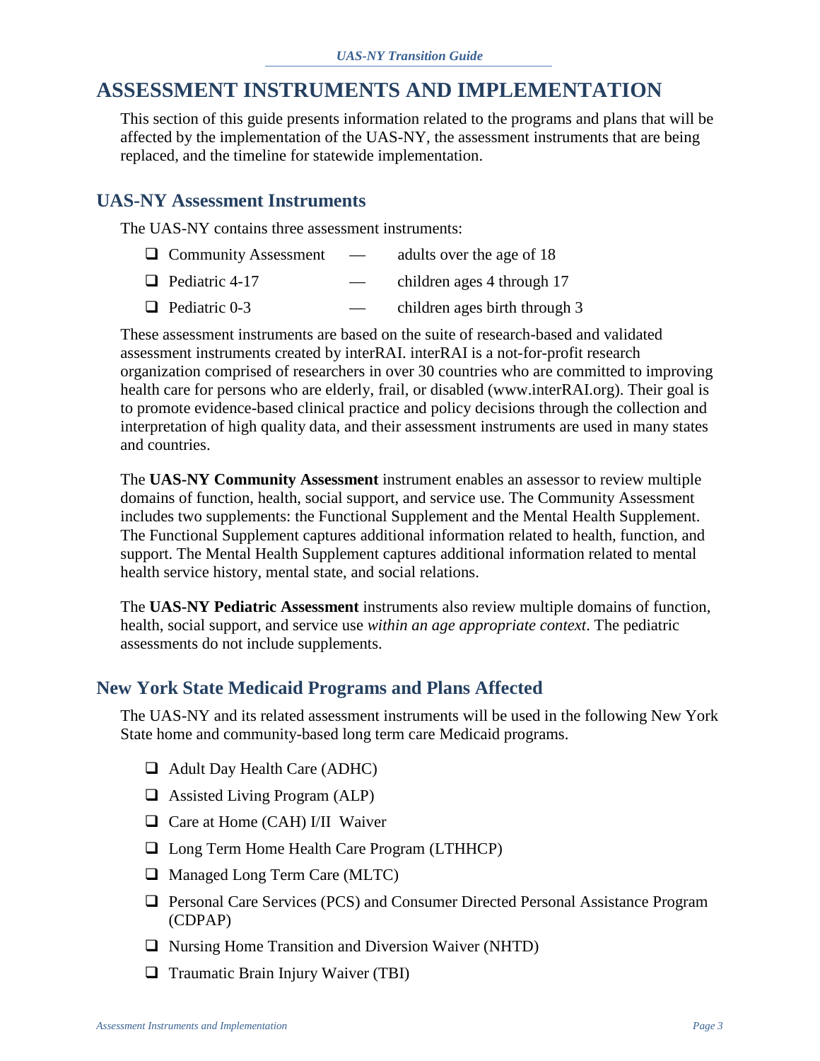# ASSESSMENT INSTRUMENTS AND IMPLEMENTATION

This section of this guide presents information related to the programs and plans that will be affected by the implementation of the UAS-NY, the assessment instruments that are being replaced, and the timeline for statewide implementation.

## UAS-NY Assessment Instruments

The UAS-NY contains three assessment instruments:

- Community Assessment — adults over the age of 18
- Pediatric 4-17 — children ages 4 through 17
- Pediatric 0-3 — children ages birth through 3

These assessment instruments are based on the suite of research-based and validated assessment instruments created by interRAI. interRAI is a not-for-profit research organization comprised of researchers in over 30 countries who are committed to improving health care for persons who are elderly, frail, or disabled (www.interRAI.org). Their goal is to promote evidence-based clinical practice and policy decisions through the collection and interpretation of high quality data, and their assessment instruments are used in many states and countries.

The **UAS-NY Community Assessment** instrument enables an assessor to review multiple domains of function, health, social support, and service use. The Community Assessment includes two supplements: the Functional Supplement and the Mental Health Supplement. The Functional Supplement captures additional information related to health, function, and support. The Mental Health Supplement captures additional information related to mental health service history, mental state, and social relations.

The **UAS-NY Pediatric Assessment** instruments also review multiple domains of function, health, social support, and service use *within an age appropriate context*. The pediatric assessments do not include supplements.

## New York State Medicaid Programs and Plans Affected

The UAS-NY and its related assessment instruments will be used in the following New York State home and community-based long term care Medicaid programs.

- Adult Day Health Care (ADHC)
- Assisted Living Program (ALP)
- Care at Home (CAH) I/II Waiver
- Long Term Home Health Care Program (LTHHCP)
- Managed Long Term Care (MLTC)
- Personal Care Services (PCS) and Consumer Directed Personal Assistance Program (CDPAP)
- Nursing Home Transition and Diversion Waiver (NHTD)
- Traumatic Brain Injury Waiver (TBI)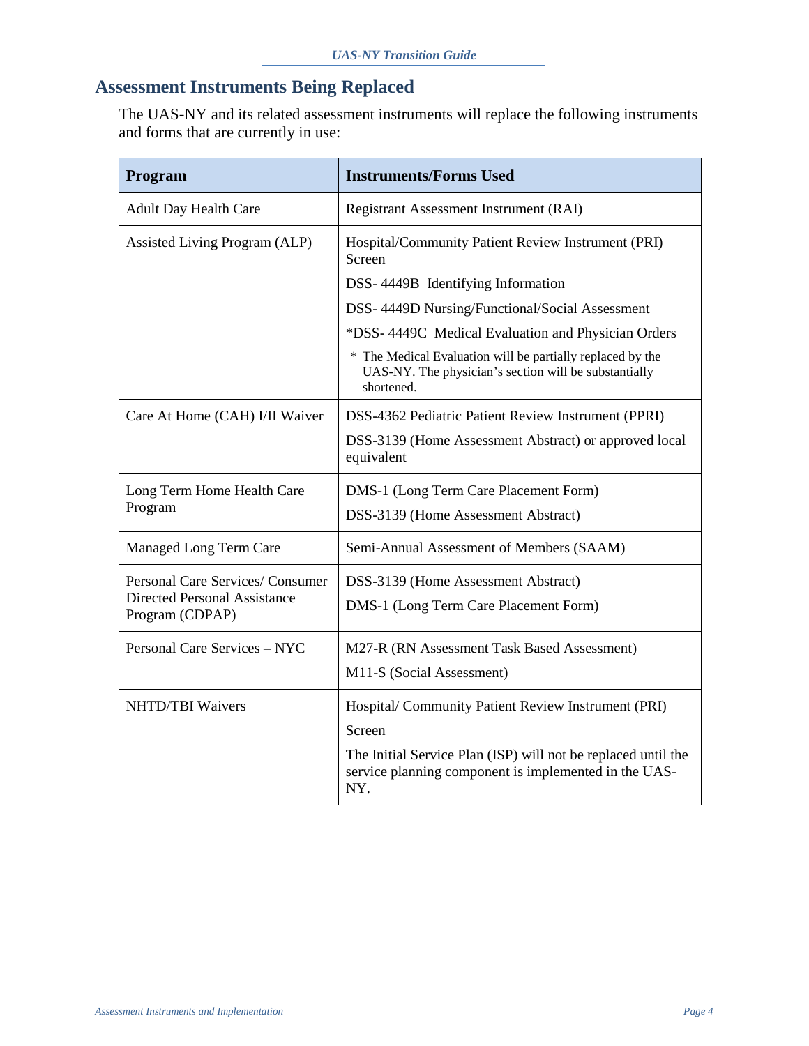## Assessment Instruments Being Replaced

The UAS-NY and its related assessment instruments will replace the following instruments and forms that are currently in use:

| Program | Instruments/Forms Used |
| --- | --- |
| Adult Day Health Care | Registrant Assessment Instrument (RAI) |
| Assisted Living Program (ALP) | Hospital/Community Patient Review Instrument (PRI) Screen<br>DSS- 4449B Identifying Information<br>DSS- 4449D Nursing/Functional/Social Assessment<br>*DSS- 4449C Medical Evaluation and Physician Orders<br>* The Medical Evaluation will be partially replaced by the UAS-NY. The physician's section will be substantially shortened. |
| Care At Home (CAH) I/II Waiver | DSS-4362 Pediatric Patient Review Instrument (PPRI)<br>DSS-3139 (Home Assessment Abstract) or approved local equivalent |
| Long Term Home Health Care Program | DMS-1 (Long Term Care Placement Form)<br>DSS-3139 (Home Assessment Abstract) |
| Managed Long Term Care | Semi-Annual Assessment of Members (SAAM) |
| Personal Care Services/ Consumer Directed Personal Assistance Program (CDPAP) | DSS-3139 (Home Assessment Abstract)<br>DMS-1 (Long Term Care Placement Form) |
| Personal Care Services – NYC | M27-R (RN Assessment Task Based Assessment)<br>M11-S (Social Assessment) |
| NHTD/TBI Waivers | Hospital/ Community Patient Review Instrument (PRI)<br>Screen<br>The Initial Service Plan (ISP) will not be replaced until the service planning component is implemented in the UAS-NY. |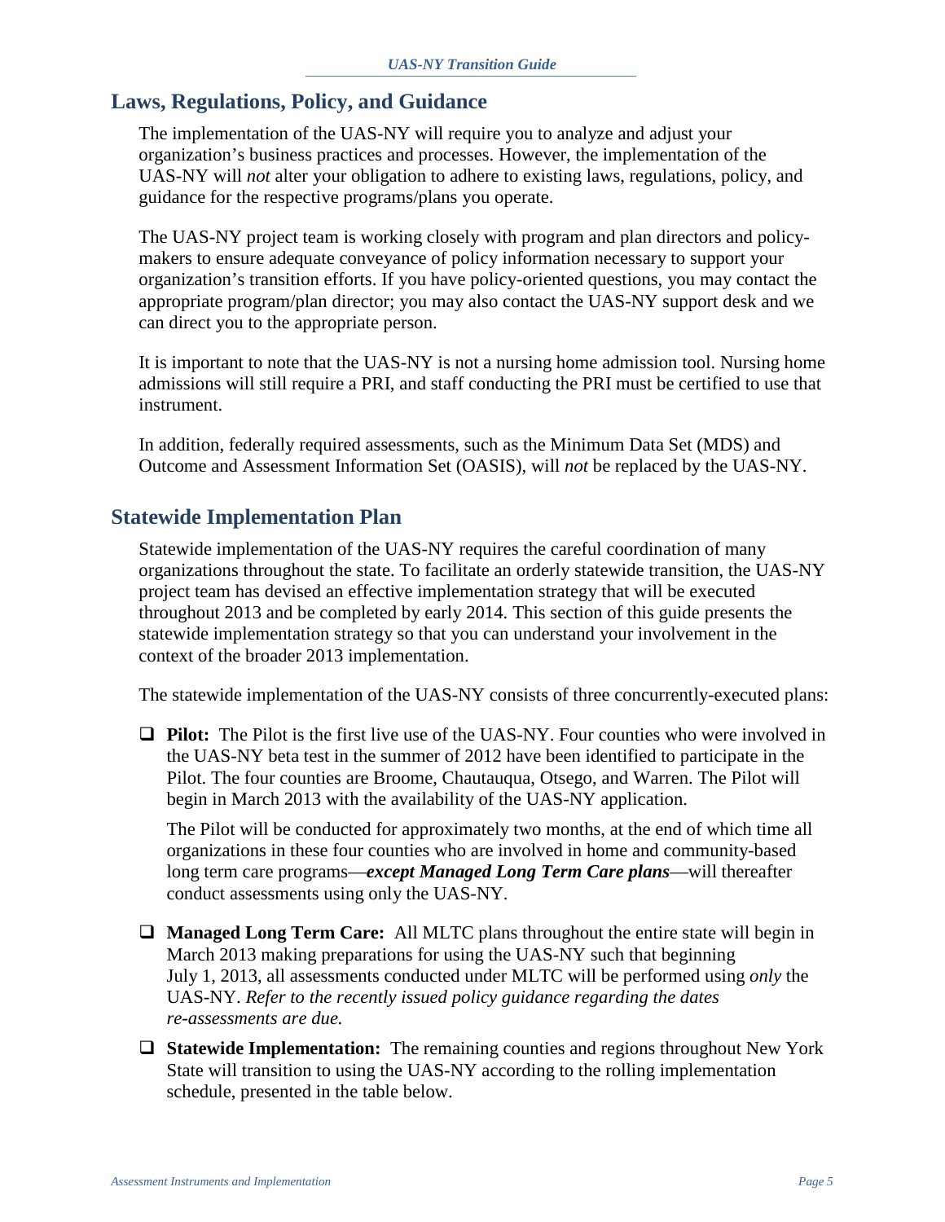## Laws, Regulations, Policy, and Guidance

The implementation of the UAS-NY will require you to analyze and adjust your organization's business practices and processes. However, the implementation of the UAS-NY will *not* alter your obligation to adhere to existing laws, regulations, policy, and guidance for the respective programs/plans you operate.

The UAS-NY project team is working closely with program and plan directors and policy-makers to ensure adequate conveyance of policy information necessary to support your organization's transition efforts. If you have policy-oriented questions, you may contact the appropriate program/plan director; you may also contact the UAS-NY support desk and we can direct you to the appropriate person.

It is important to note that the UAS-NY is not a nursing home admission tool. Nursing home admissions will still require a PRI, and staff conducting the PRI must be certified to use that instrument.

In addition, federally required assessments, such as the Minimum Data Set (MDS) and Outcome and Assessment Information Set (OASIS), will *not* be replaced by the UAS-NY.

## Statewide Implementation Plan

Statewide implementation of the UAS-NY requires the careful coordination of many organizations throughout the state. To facilitate an orderly statewide transition, the UAS-NY project team has devised an effective implementation strategy that will be executed throughout 2013 and be completed by early 2014. This section of this guide presents the statewide implementation strategy so that you can understand your involvement in the context of the broader 2013 implementation.

The statewide implementation of the UAS-NY consists of three concurrently-executed plans:

- **Pilot:** The Pilot is the first live use of the UAS-NY. Four counties who were involved in the UAS-NY beta test in the summer of 2012 have been identified to participate in the Pilot. The four counties are Broome, Chautauqua, Otsego, and Warren. The Pilot will begin in March 2013 with the availability of the UAS-NY application.

  The Pilot will be conducted for approximately two months, at the end of which time all organizations in these four counties who are involved in home and community-based long term care programs—***except Managed Long Term Care plans***—will thereafter conduct assessments using only the UAS-NY.

- **Managed Long Term Care:** All MLTC plans throughout the entire state will begin in March 2013 making preparations for using the UAS-NY such that beginning July 1, 2013, all assessments conducted under MLTC will be performed using *only* the UAS-NY. *Refer to the recently issued policy guidance regarding the dates re-assessments are due.*

- **Statewide Implementation:** The remaining counties and regions throughout New York State will transition to using the UAS-NY according to the rolling implementation schedule, presented in the table below.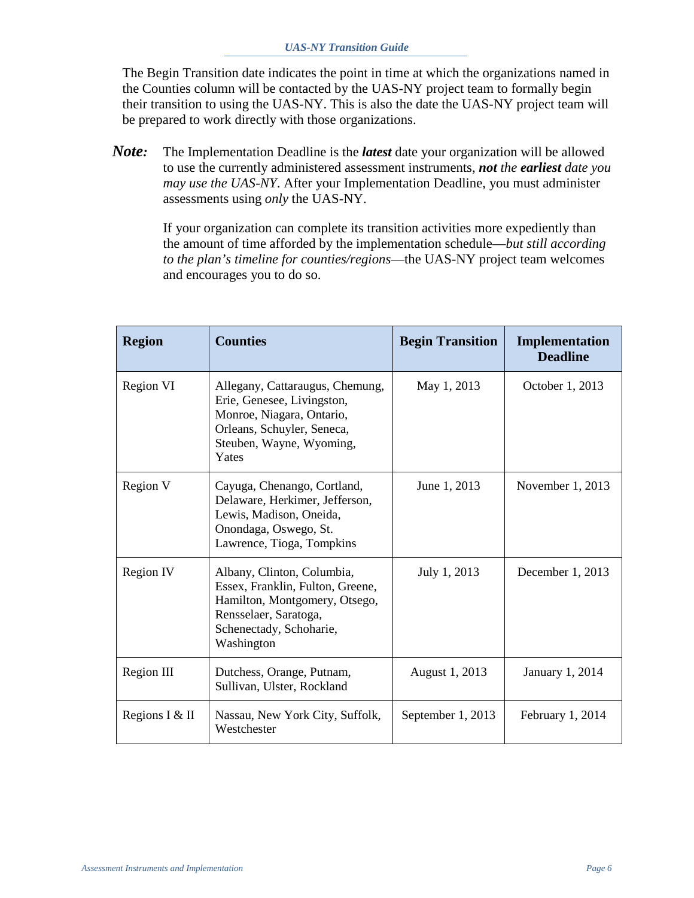The Begin Transition date indicates the point in time at which the organizations named in the Counties column will be contacted by the UAS-NY project team to formally begin their transition to using the UAS-NY. This is also the date the UAS-NY project team will be prepared to work directly with those organizations.

***Note:*** The Implementation Deadline is the ***latest*** date your organization will be allowed to use the currently administered assessment instruments, ***not*** *the* ***earliest*** *date you may use the UAS-NY*. After your Implementation Deadline, you must administer assessments using *only* the UAS-NY.

If your organization can complete its transition activities more expediently than the amount of time afforded by the implementation schedule—*but still according to the plan's timeline for counties/regions*—the UAS-NY project team welcomes and encourages you to do so.

| Region | Counties | Begin Transition | Implementation Deadline |
|---|---|---|---|
| Region VI | Allegany, Cattaraugus, Chemung, Erie, Genesee, Livingston, Monroe, Niagara, Ontario, Orleans, Schuyler, Seneca, Steuben, Wayne, Wyoming, Yates | May 1, 2013 | October 1, 2013 |
| Region V | Cayuga, Chenango, Cortland, Delaware, Herkimer, Jefferson, Lewis, Madison, Oneida, Onondaga, Oswego, St. Lawrence, Tioga, Tompkins | June 1, 2013 | November 1, 2013 |
| Region IV | Albany, Clinton, Columbia, Essex, Franklin, Fulton, Greene, Hamilton, Montgomery, Otsego, Rensselaer, Saratoga, Schenectady, Schoharie, Washington | July 1, 2013 | December 1, 2013 |
| Region III | Dutchess, Orange, Putnam, Sullivan, Ulster, Rockland | August 1, 2013 | January 1, 2014 |
| Regions I & II | Nassau, New York City, Suffolk, Westchester | September 1, 2013 | February 1, 2014 |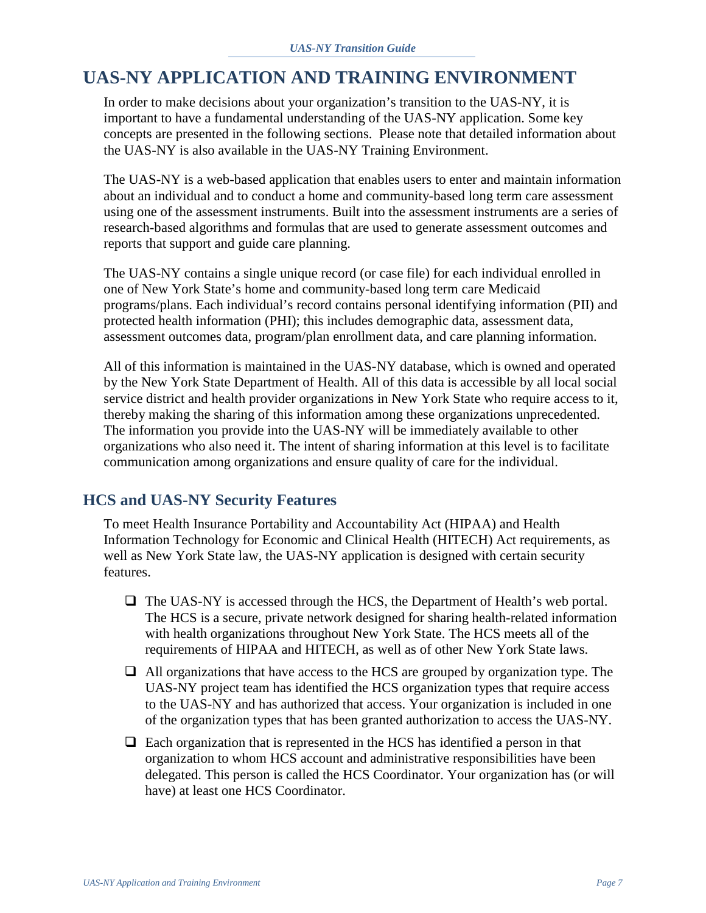# UAS-NY APPLICATION AND TRAINING ENVIRONMENT

In order to make decisions about your organization's transition to the UAS-NY, it is important to have a fundamental understanding of the UAS-NY application. Some key concepts are presented in the following sections. Please note that detailed information about the UAS-NY is also available in the UAS-NY Training Environment.

The UAS-NY is a web-based application that enables users to enter and maintain information about an individual and to conduct a home and community-based long term care assessment using one of the assessment instruments. Built into the assessment instruments are a series of research-based algorithms and formulas that are used to generate assessment outcomes and reports that support and guide care planning.

The UAS-NY contains a single unique record (or case file) for each individual enrolled in one of New York State's home and community-based long term care Medicaid programs/plans. Each individual's record contains personal identifying information (PII) and protected health information (PHI); this includes demographic data, assessment data, assessment outcomes data, program/plan enrollment data, and care planning information.

All of this information is maintained in the UAS-NY database, which is owned and operated by the New York State Department of Health. All of this data is accessible by all local social service district and health provider organizations in New York State who require access to it, thereby making the sharing of this information among these organizations unprecedented. The information you provide into the UAS-NY will be immediately available to other organizations who also need it. The intent of sharing information at this level is to facilitate communication among organizations and ensure quality of care for the individual.

## HCS and UAS-NY Security Features

To meet Health Insurance Portability and Accountability Act (HIPAA) and Health Information Technology for Economic and Clinical Health (HITECH) Act requirements, as well as New York State law, the UAS-NY application is designed with certain security features.

- The UAS-NY is accessed through the HCS, the Department of Health's web portal. The HCS is a secure, private network designed for sharing health-related information with health organizations throughout New York State. The HCS meets all of the requirements of HIPAA and HITECH, as well as of other New York State laws.
- All organizations that have access to the HCS are grouped by organization type. The UAS-NY project team has identified the HCS organization types that require access to the UAS-NY and has authorized that access. Your organization is included in one of the organization types that has been granted authorization to access the UAS-NY.
- Each organization that is represented in the HCS has identified a person in that organization to whom HCS account and administrative responsibilities have been delegated. This person is called the HCS Coordinator. Your organization has (or will have) at least one HCS Coordinator.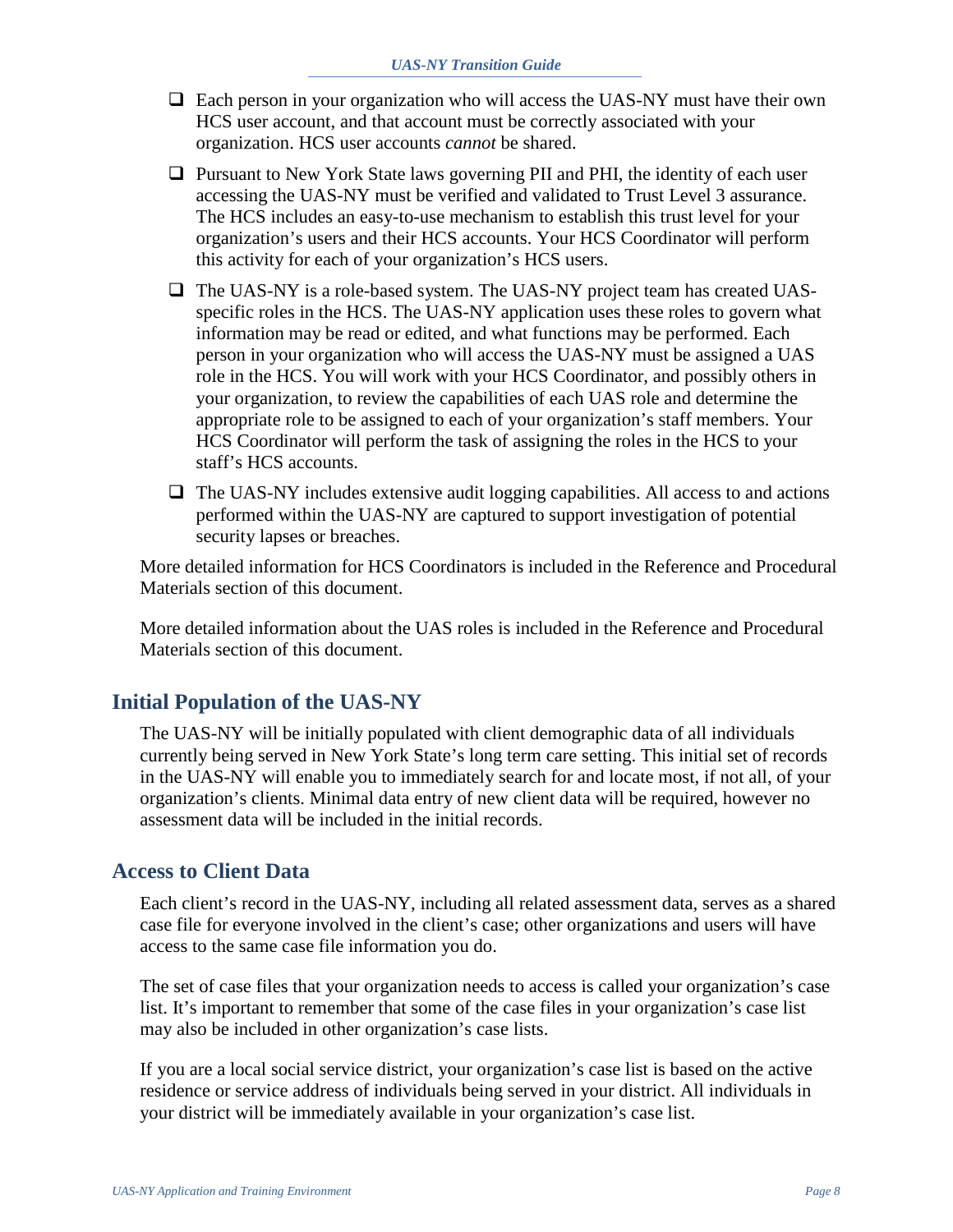- Each person in your organization who will access the UAS-NY must have their own HCS user account, and that account must be correctly associated with your organization. HCS user accounts *cannot* be shared.
- Pursuant to New York State laws governing PII and PHI, the identity of each user accessing the UAS-NY must be verified and validated to Trust Level 3 assurance. The HCS includes an easy-to-use mechanism to establish this trust level for your organization's users and their HCS accounts. Your HCS Coordinator will perform this activity for each of your organization's HCS users.
- The UAS-NY is a role-based system. The UAS-NY project team has created UAS-specific roles in the HCS. The UAS-NY application uses these roles to govern what information may be read or edited, and what functions may be performed. Each person in your organization who will access the UAS-NY must be assigned a UAS role in the HCS. You will work with your HCS Coordinator, and possibly others in your organization, to review the capabilities of each UAS role and determine the appropriate role to be assigned to each of your organization's staff members. Your HCS Coordinator will perform the task of assigning the roles in the HCS to your staff's HCS accounts.
- The UAS-NY includes extensive audit logging capabilities. All access to and actions performed within the UAS-NY are captured to support investigation of potential security lapses or breaches.

More detailed information for HCS Coordinators is included in the Reference and Procedural Materials section of this document.

More detailed information about the UAS roles is included in the Reference and Procedural Materials section of this document.

## Initial Population of the UAS-NY

The UAS-NY will be initially populated with client demographic data of all individuals currently being served in New York State's long term care setting. This initial set of records in the UAS-NY will enable you to immediately search for and locate most, if not all, of your organization's clients. Minimal data entry of new client data will be required, however no assessment data will be included in the initial records.

## Access to Client Data

Each client's record in the UAS-NY, including all related assessment data, serves as a shared case file for everyone involved in the client's case; other organizations and users will have access to the same case file information you do.

The set of case files that your organization needs to access is called your organization's case list. It's important to remember that some of the case files in your organization's case list may also be included in other organization's case lists.

If you are a local social service district, your organization's case list is based on the active residence or service address of individuals being served in your district. All individuals in your district will be immediately available in your organization's case list.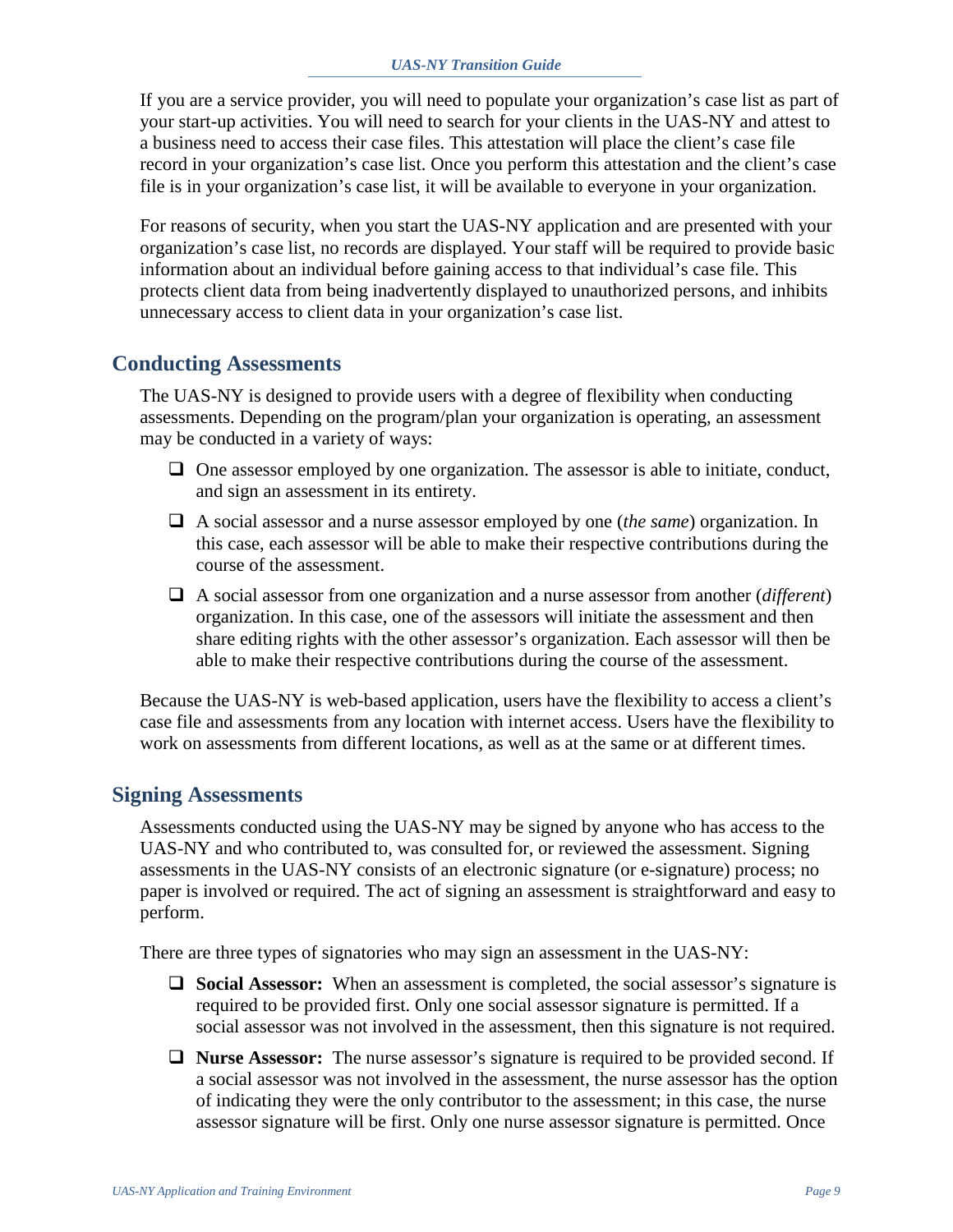If you are a service provider, you will need to populate your organization's case list as part of your start-up activities. You will need to search for your clients in the UAS-NY and attest to a business need to access their case files. This attestation will place the client's case file record in your organization's case list. Once you perform this attestation and the client's case file is in your organization's case list, it will be available to everyone in your organization.

For reasons of security, when you start the UAS-NY application and are presented with your organization's case list, no records are displayed. Your staff will be required to provide basic information about an individual before gaining access to that individual's case file. This protects client data from being inadvertently displayed to unauthorized persons, and inhibits unnecessary access to client data in your organization's case list.

## Conducting Assessments

The UAS-NY is designed to provide users with a degree of flexibility when conducting assessments. Depending on the program/plan your organization is operating, an assessment may be conducted in a variety of ways:

- One assessor employed by one organization. The assessor is able to initiate, conduct, and sign an assessment in its entirety.
- A social assessor and a nurse assessor employed by one (*the same*) organization. In this case, each assessor will be able to make their respective contributions during the course of the assessment.
- A social assessor from one organization and a nurse assessor from another (*different*) organization. In this case, one of the assessors will initiate the assessment and then share editing rights with the other assessor's organization. Each assessor will then be able to make their respective contributions during the course of the assessment.

Because the UAS-NY is web-based application, users have the flexibility to access a client's case file and assessments from any location with internet access. Users have the flexibility to work on assessments from different locations, as well as at the same or at different times.

## Signing Assessments

Assessments conducted using the UAS-NY may be signed by anyone who has access to the UAS-NY and who contributed to, was consulted for, or reviewed the assessment. Signing assessments in the UAS-NY consists of an electronic signature (or e-signature) process; no paper is involved or required. The act of signing an assessment is straightforward and easy to perform.

There are three types of signatories who may sign an assessment in the UAS-NY:

- **Social Assessor:** When an assessment is completed, the social assessor's signature is required to be provided first. Only one social assessor signature is permitted. If a social assessor was not involved in the assessment, then this signature is not required.
- **Nurse Assessor:** The nurse assessor's signature is required to be provided second. If a social assessor was not involved in the assessment, the nurse assessor has the option of indicating they were the only contributor to the assessment; in this case, the nurse assessor signature will be first. Only one nurse assessor signature is permitted. Once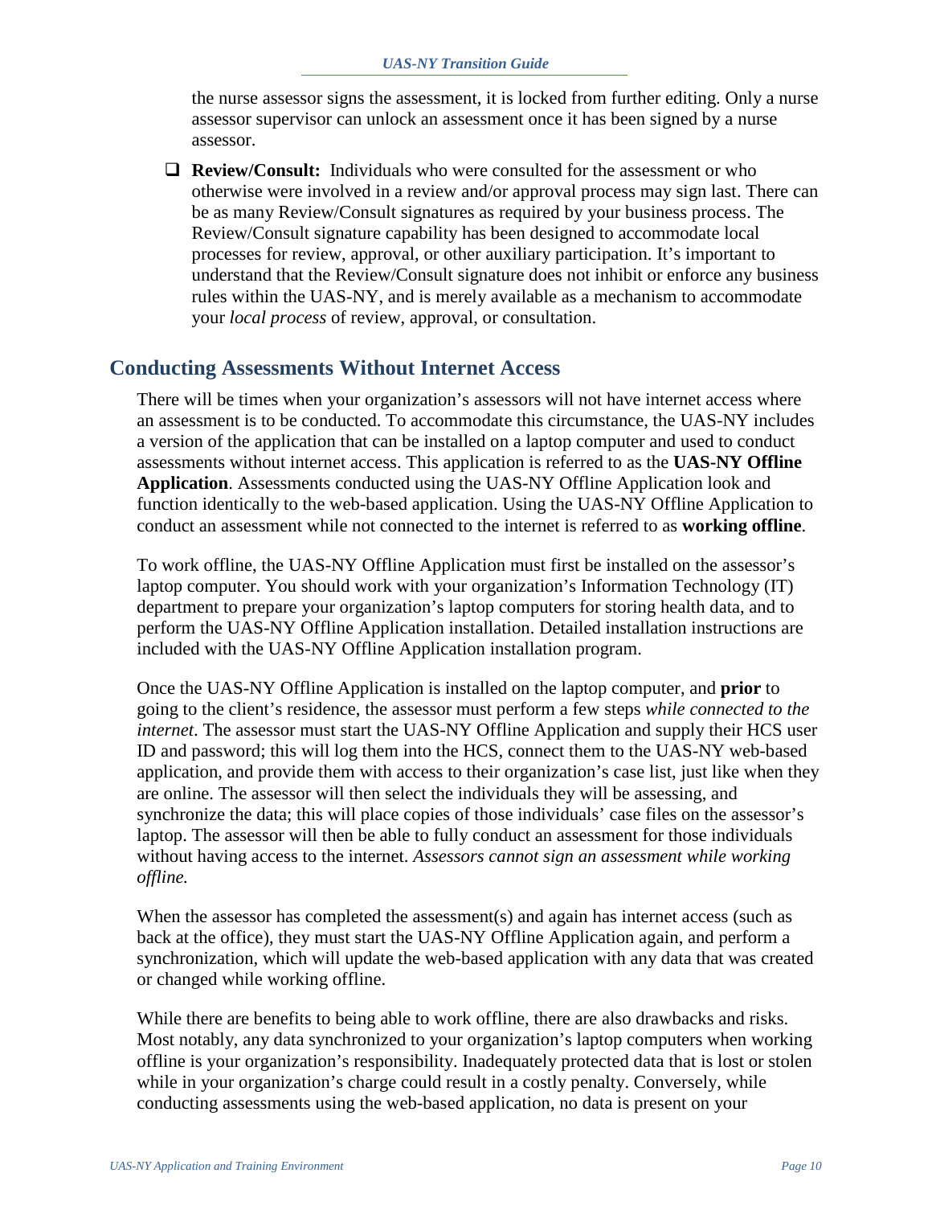the nurse assessor signs the assessment, it is locked from further editing. Only a nurse assessor supervisor can unlock an assessment once it has been signed by a nurse assessor.

- **Review/Consult:** Individuals who were consulted for the assessment or who otherwise were involved in a review and/or approval process may sign last. There can be as many Review/Consult signatures as required by your business process. The Review/Consult signature capability has been designed to accommodate local processes for review, approval, or other auxiliary participation. It's important to understand that the Review/Consult signature does not inhibit or enforce any business rules within the UAS-NY, and is merely available as a mechanism to accommodate your *local process* of review, approval, or consultation.

## Conducting Assessments Without Internet Access

There will be times when your organization's assessors will not have internet access where an assessment is to be conducted. To accommodate this circumstance, the UAS-NY includes a version of the application that can be installed on a laptop computer and used to conduct assessments without internet access. This application is referred to as the **UAS-NY Offline Application**. Assessments conducted using the UAS-NY Offline Application look and function identically to the web-based application. Using the UAS-NY Offline Application to conduct an assessment while not connected to the internet is referred to as **working offline**.

To work offline, the UAS-NY Offline Application must first be installed on the assessor's laptop computer. You should work with your organization's Information Technology (IT) department to prepare your organization's laptop computers for storing health data, and to perform the UAS-NY Offline Application installation. Detailed installation instructions are included with the UAS-NY Offline Application installation program.

Once the UAS-NY Offline Application is installed on the laptop computer, and **prior** to going to the client's residence, the assessor must perform a few steps *while connected to the internet*. The assessor must start the UAS-NY Offline Application and supply their HCS user ID and password; this will log them into the HCS, connect them to the UAS-NY web-based application, and provide them with access to their organization's case list, just like when they are online. The assessor will then select the individuals they will be assessing, and synchronize the data; this will place copies of those individuals' case files on the assessor's laptop. The assessor will then be able to fully conduct an assessment for those individuals without having access to the internet. *Assessors cannot sign an assessment while working offline.*

When the assessor has completed the assessment(s) and again has internet access (such as back at the office), they must start the UAS-NY Offline Application again, and perform a synchronization, which will update the web-based application with any data that was created or changed while working offline.

While there are benefits to being able to work offline, there are also drawbacks and risks. Most notably, any data synchronized to your organization's laptop computers when working offline is your organization's responsibility. Inadequately protected data that is lost or stolen while in your organization's charge could result in a costly penalty. Conversely, while conducting assessments using the web-based application, no data is present on your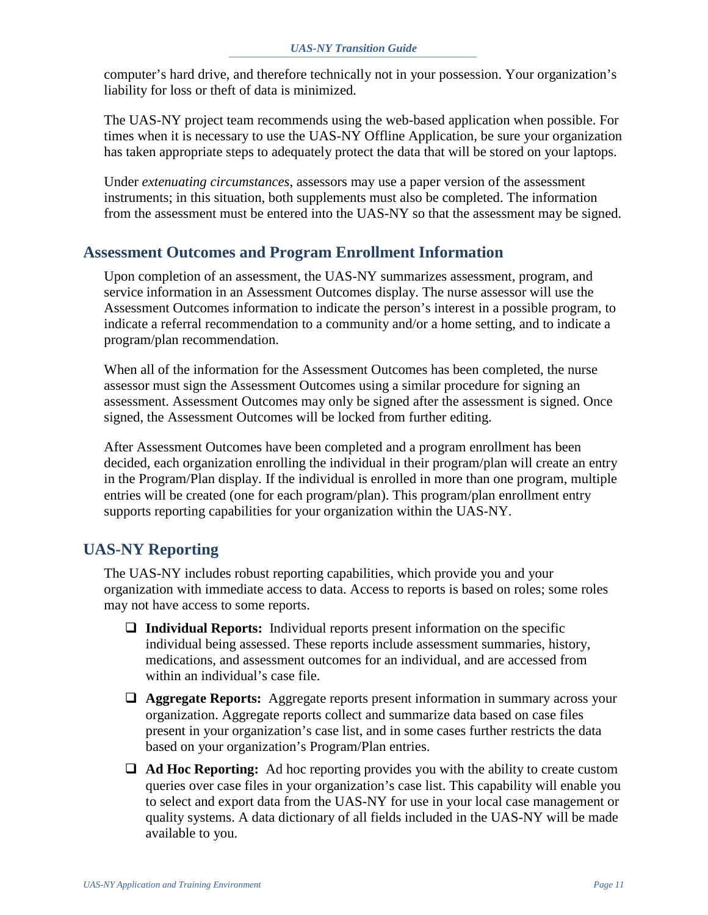computer's hard drive, and therefore technically not in your possession. Your organization's liability for loss or theft of data is minimized.

The UAS-NY project team recommends using the web-based application when possible. For times when it is necessary to use the UAS-NY Offline Application, be sure your organization has taken appropriate steps to adequately protect the data that will be stored on your laptops.

Under *extenuating circumstances*, assessors may use a paper version of the assessment instruments; in this situation, both supplements must also be completed. The information from the assessment must be entered into the UAS-NY so that the assessment may be signed.

## Assessment Outcomes and Program Enrollment Information

Upon completion of an assessment, the UAS-NY summarizes assessment, program, and service information in an Assessment Outcomes display. The nurse assessor will use the Assessment Outcomes information to indicate the person's interest in a possible program, to indicate a referral recommendation to a community and/or a home setting, and to indicate a program/plan recommendation.

When all of the information for the Assessment Outcomes has been completed, the nurse assessor must sign the Assessment Outcomes using a similar procedure for signing an assessment. Assessment Outcomes may only be signed after the assessment is signed. Once signed, the Assessment Outcomes will be locked from further editing.

After Assessment Outcomes have been completed and a program enrollment has been decided, each organization enrolling the individual in their program/plan will create an entry in the Program/Plan display. If the individual is enrolled in more than one program, multiple entries will be created (one for each program/plan). This program/plan enrollment entry supports reporting capabilities for your organization within the UAS-NY.

## UAS-NY Reporting

The UAS-NY includes robust reporting capabilities, which provide you and your organization with immediate access to data. Access to reports is based on roles; some roles may not have access to some reports.

- **Individual Reports:** Individual reports present information on the specific individual being assessed. These reports include assessment summaries, history, medications, and assessment outcomes for an individual, and are accessed from within an individual's case file.
- **Aggregate Reports:** Aggregate reports present information in summary across your organization. Aggregate reports collect and summarize data based on case files present in your organization's case list, and in some cases further restricts the data based on your organization's Program/Plan entries.
- **Ad Hoc Reporting:** Ad hoc reporting provides you with the ability to create custom queries over case files in your organization's case list. This capability will enable you to select and export data from the UAS-NY for use in your local case management or quality systems. A data dictionary of all fields included in the UAS-NY will be made available to you.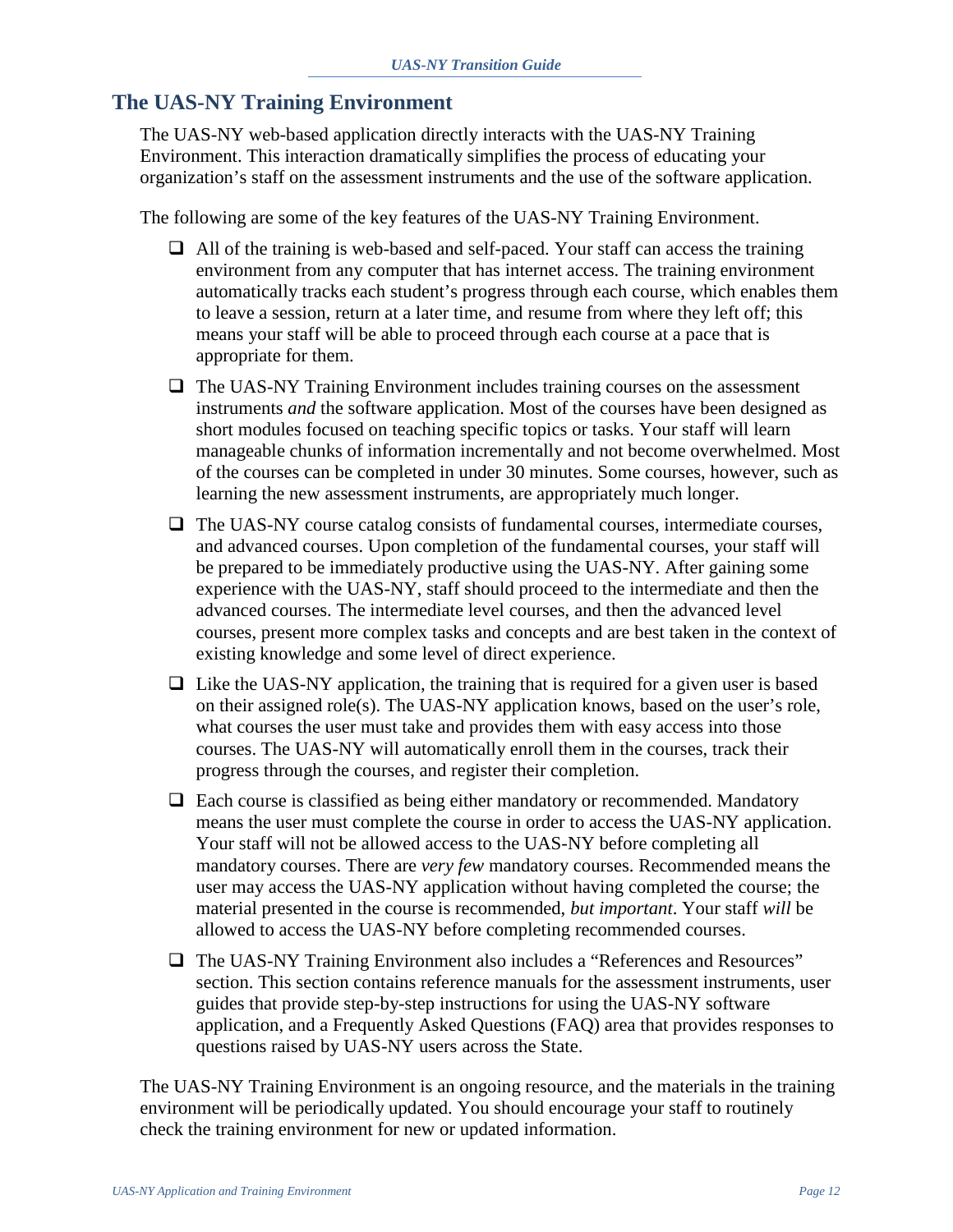## The UAS-NY Training Environment

The UAS-NY web-based application directly interacts with the UAS-NY Training Environment. This interaction dramatically simplifies the process of educating your organization's staff on the assessment instruments and the use of the software application.

The following are some of the key features of the UAS-NY Training Environment.

- All of the training is web-based and self-paced. Your staff can access the training environment from any computer that has internet access. The training environment automatically tracks each student's progress through each course, which enables them to leave a session, return at a later time, and resume from where they left off; this means your staff will be able to proceed through each course at a pace that is appropriate for them.
- The UAS-NY Training Environment includes training courses on the assessment instruments *and* the software application. Most of the courses have been designed as short modules focused on teaching specific topics or tasks. Your staff will learn manageable chunks of information incrementally and not become overwhelmed. Most of the courses can be completed in under 30 minutes. Some courses, however, such as learning the new assessment instruments, are appropriately much longer.
- The UAS-NY course catalog consists of fundamental courses, intermediate courses, and advanced courses. Upon completion of the fundamental courses, your staff will be prepared to be immediately productive using the UAS-NY. After gaining some experience with the UAS-NY, staff should proceed to the intermediate and then the advanced courses. The intermediate level courses, and then the advanced level courses, present more complex tasks and concepts and are best taken in the context of existing knowledge and some level of direct experience.
- Like the UAS-NY application, the training that is required for a given user is based on their assigned role(s). The UAS-NY application knows, based on the user's role, what courses the user must take and provides them with easy access into those courses. The UAS-NY will automatically enroll them in the courses, track their progress through the courses, and register their completion.
- Each course is classified as being either mandatory or recommended. Mandatory means the user must complete the course in order to access the UAS-NY application. Your staff will not be allowed access to the UAS-NY before completing all mandatory courses. There are *very few* mandatory courses. Recommended means the user may access the UAS-NY application without having completed the course; the material presented in the course is recommended, *but important*. Your staff *will* be allowed to access the UAS-NY before completing recommended courses.
- The UAS-NY Training Environment also includes a "References and Resources" section. This section contains reference manuals for the assessment instruments, user guides that provide step-by-step instructions for using the UAS-NY software application, and a Frequently Asked Questions (FAQ) area that provides responses to questions raised by UAS-NY users across the State.

The UAS-NY Training Environment is an ongoing resource, and the materials in the training environment will be periodically updated. You should encourage your staff to routinely check the training environment for new or updated information.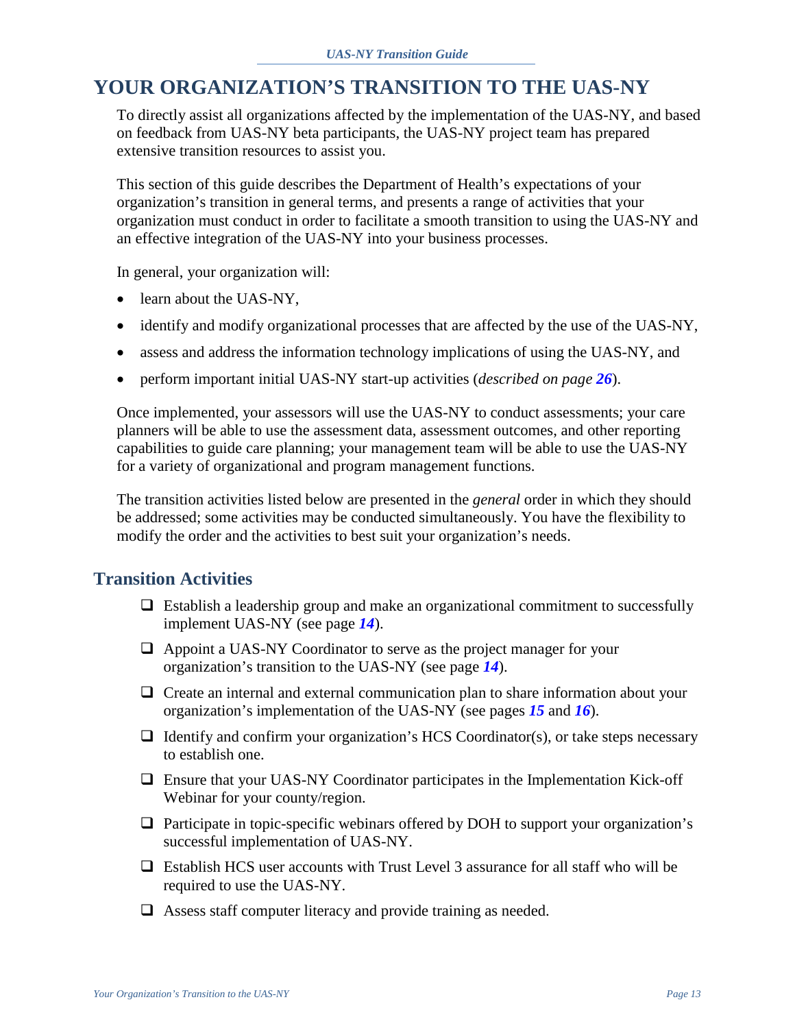# YOUR ORGANIZATION'S TRANSITION TO THE UAS-NY

To directly assist all organizations affected by the implementation of the UAS-NY, and based on feedback from UAS-NY beta participants, the UAS-NY project team has prepared extensive transition resources to assist you.

This section of this guide describes the Department of Health's expectations of your organization's transition in general terms, and presents a range of activities that your organization must conduct in order to facilitate a smooth transition to using the UAS-NY and an effective integration of the UAS-NY into your business processes.

In general, your organization will:

- learn about the UAS-NY,
- identify and modify organizational processes that are affected by the use of the UAS-NY,
- assess and address the information technology implications of using the UAS-NY, and
- perform important initial UAS-NY start-up activities (*described on page **26***).

Once implemented, your assessors will use the UAS-NY to conduct assessments; your care planners will be able to use the assessment data, assessment outcomes, and other reporting capabilities to guide care planning; your management team will be able to use the UAS-NY for a variety of organizational and program management functions.

The transition activities listed below are presented in the *general* order in which they should be addressed; some activities may be conducted simultaneously. You have the flexibility to modify the order and the activities to best suit your organization's needs.

## Transition Activities

- ❑ Establish a leadership group and make an organizational commitment to successfully implement UAS-NY (see page ***14***).
- ❑ Appoint a UAS-NY Coordinator to serve as the project manager for your organization's transition to the UAS-NY (see page ***14***).
- ❑ Create an internal and external communication plan to share information about your organization's implementation of the UAS-NY (see pages ***15*** and ***16***).
- ❑ Identify and confirm your organization's HCS Coordinator(s), or take steps necessary to establish one.
- ❑ Ensure that your UAS-NY Coordinator participates in the Implementation Kick-off Webinar for your county/region.
- ❑ Participate in topic-specific webinars offered by DOH to support your organization's successful implementation of UAS-NY.
- ❑ Establish HCS user accounts with Trust Level 3 assurance for all staff who will be required to use the UAS-NY.
- ❑ Assess staff computer literacy and provide training as needed.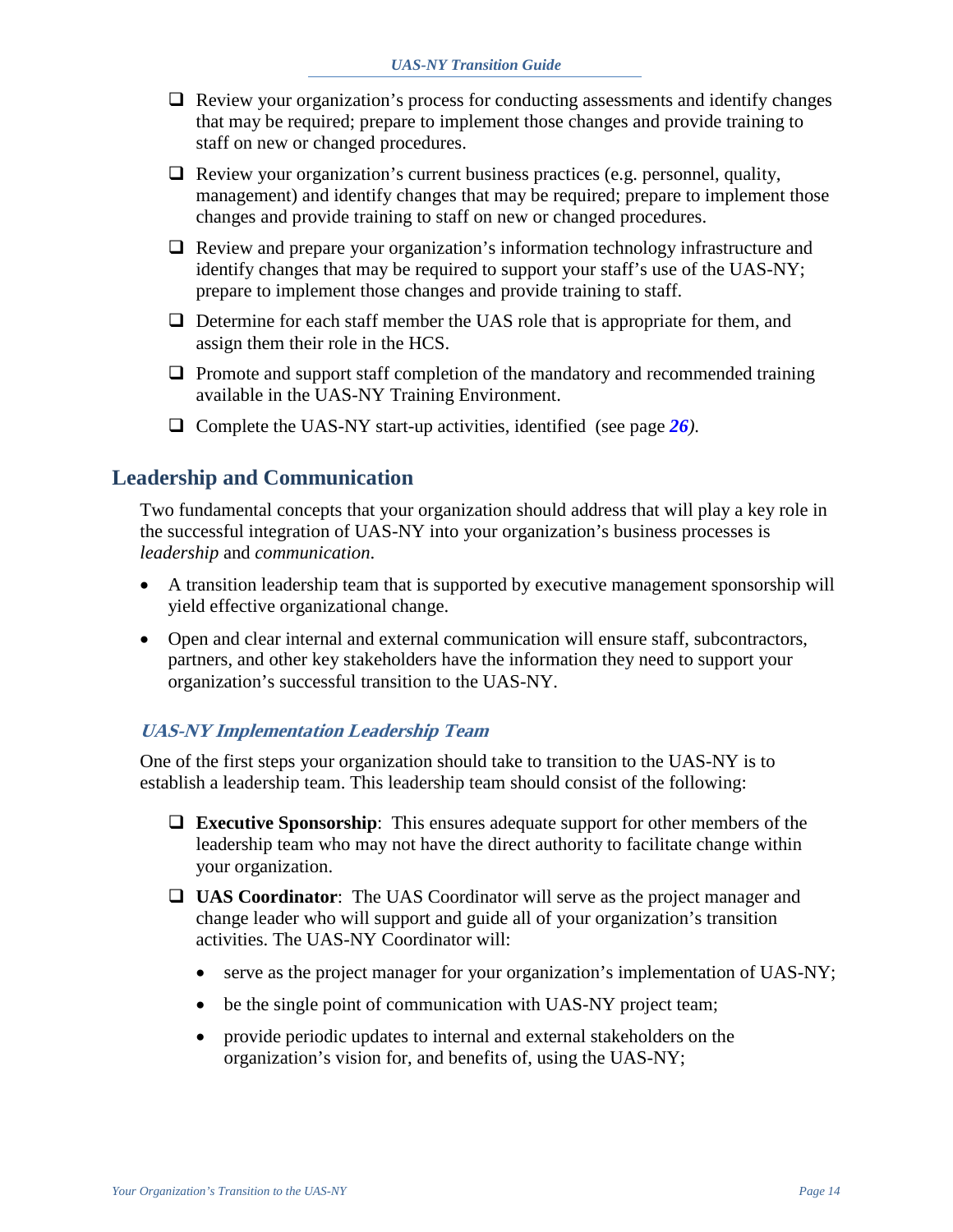- [ ] Review your organization's process for conducting assessments and identify changes that may be required; prepare to implement those changes and provide training to staff on new or changed procedures.
- [ ] Review your organization's current business practices (e.g. personnel, quality, management) and identify changes that may be required; prepare to implement those changes and provide training to staff on new or changed procedures.
- [ ] Review and prepare your organization's information technology infrastructure and identify changes that may be required to support your staff's use of the UAS-NY; prepare to implement those changes and provide training to staff.
- [ ] Determine for each staff member the UAS role that is appropriate for them, and assign them their role in the HCS.
- [ ] Promote and support staff completion of the mandatory and recommended training available in the UAS-NY Training Environment.
- [ ] Complete the UAS-NY start-up activities, identified (see page ***26***).

## Leadership and Communication

Two fundamental concepts that your organization should address that will play a key role in the successful integration of UAS-NY into your organization's business processes is *leadership* and *communication.*

- A transition leadership team that is supported by executive management sponsorship will yield effective organizational change.
- Open and clear internal and external communication will ensure staff, subcontractors, partners, and other key stakeholders have the information they need to support your organization's successful transition to the UAS-NY.

### *UAS-NY Implementation Leadership Team*

One of the first steps your organization should take to transition to the UAS-NY is to establish a leadership team. This leadership team should consist of the following:

- [ ] **Executive Sponsorship**: This ensures adequate support for other members of the leadership team who may not have the direct authority to facilitate change within your organization.
- [ ] **UAS Coordinator**: The UAS Coordinator will serve as the project manager and change leader who will support and guide all of your organization's transition activities. The UAS-NY Coordinator will:
    - serve as the project manager for your organization's implementation of UAS-NY;
    - be the single point of communication with UAS-NY project team;
    - provide periodic updates to internal and external stakeholders on the organization's vision for, and benefits of, using the UAS-NY;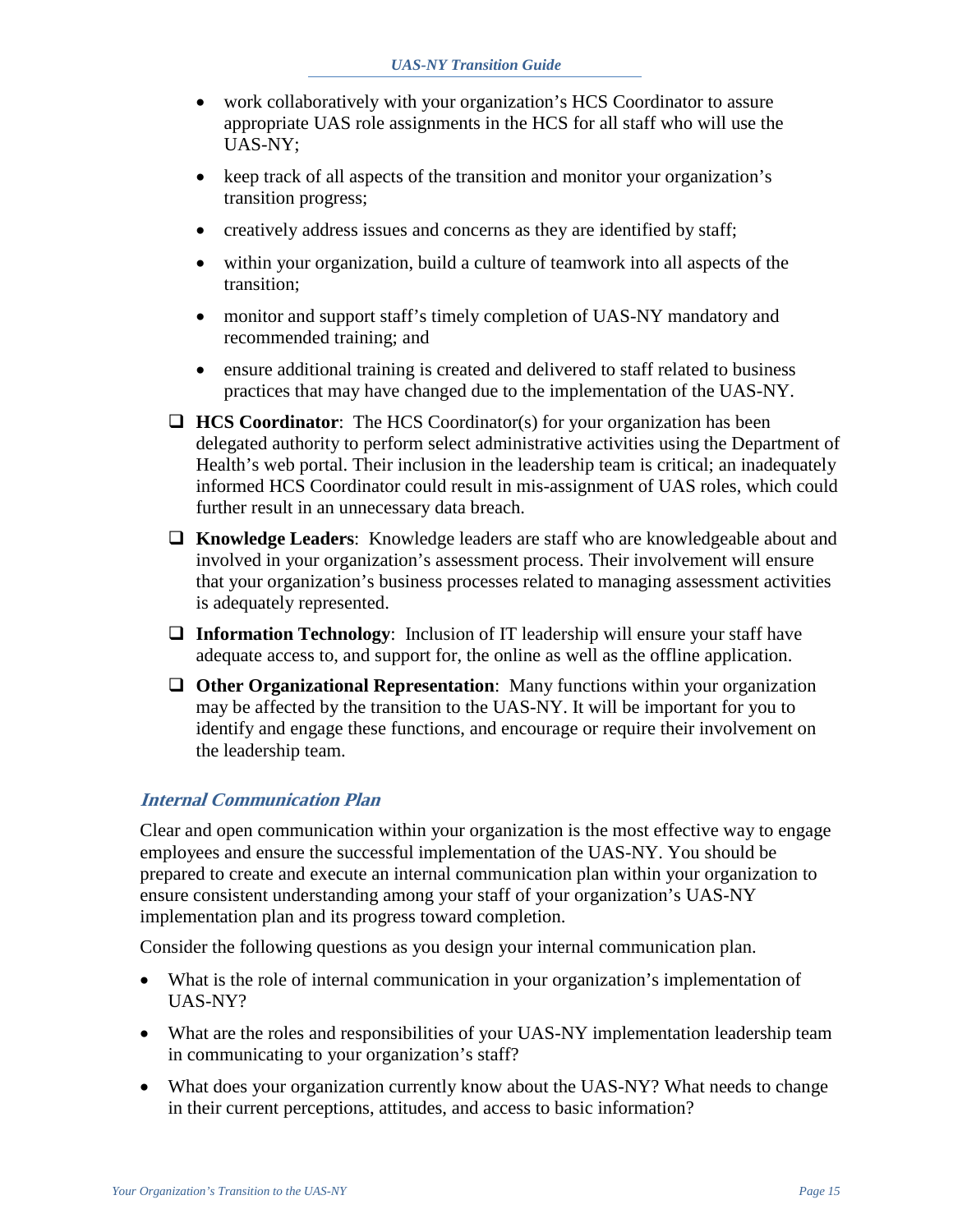- work collaboratively with your organization's HCS Coordinator to assure appropriate UAS role assignments in the HCS for all staff who will use the UAS-NY;
- keep track of all aspects of the transition and monitor your organization's transition progress;
- creatively address issues and concerns as they are identified by staff;
- within your organization, build a culture of teamwork into all aspects of the transition;
- monitor and support staff's timely completion of UAS-NY mandatory and recommended training; and
- ensure additional training is created and delivered to staff related to business practices that may have changed due to the implementation of the UAS-NY.

- ❑ **HCS Coordinator**: The HCS Coordinator(s) for your organization has been delegated authority to perform select administrative activities using the Department of Health's web portal. Their inclusion in the leadership team is critical; an inadequately informed HCS Coordinator could result in mis-assignment of UAS roles, which could further result in an unnecessary data breach.
- ❑ **Knowledge Leaders**: Knowledge leaders are staff who are knowledgeable about and involved in your organization's assessment process. Their involvement will ensure that your organization's business processes related to managing assessment activities is adequately represented.
- ❑ **Information Technology**: Inclusion of IT leadership will ensure your staff have adequate access to, and support for, the online as well as the offline application.
- ❑ **Other Organizational Representation**: Many functions within your organization may be affected by the transition to the UAS-NY. It will be important for you to identify and engage these functions, and encourage or require their involvement on the leadership team.

### *Internal Communication Plan*

Clear and open communication within your organization is the most effective way to engage employees and ensure the successful implementation of the UAS-NY. You should be prepared to create and execute an internal communication plan within your organization to ensure consistent understanding among your staff of your organization's UAS-NY implementation plan and its progress toward completion.

Consider the following questions as you design your internal communication plan.

- What is the role of internal communication in your organization's implementation of UAS-NY?
- What are the roles and responsibilities of your UAS-NY implementation leadership team in communicating to your organization's staff?
- What does your organization currently know about the UAS-NY? What needs to change in their current perceptions, attitudes, and access to basic information?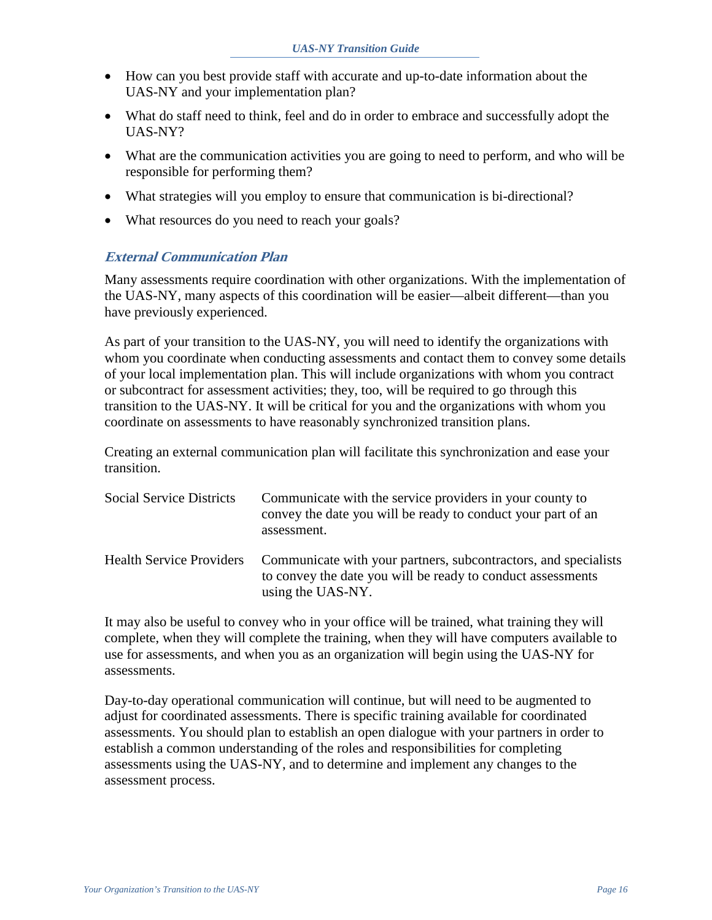- How can you best provide staff with accurate and up-to-date information about the UAS-NY and your implementation plan?
- What do staff need to think, feel and do in order to embrace and successfully adopt the UAS-NY?
- What are the communication activities you are going to need to perform, and who will be responsible for performing them?
- What strategies will you employ to ensure that communication is bi-directional?
- What resources do you need to reach your goals?

### *External Communication Plan*

Many assessments require coordination with other organizations. With the implementation of the UAS-NY, many aspects of this coordination will be easier—albeit different—than you have previously experienced.

As part of your transition to the UAS-NY, you will need to identify the organizations with whom you coordinate when conducting assessments and contact them to convey some details of your local implementation plan. This will include organizations with whom you contract or subcontract for assessment activities; they, too, will be required to go through this transition to the UAS-NY. It will be critical for you and the organizations with whom you coordinate on assessments to have reasonably synchronized transition plans.

Creating an external communication plan will facilitate this synchronization and ease your transition.

| | |
|---|---|
| Social Service Districts | Communicate with the service providers in your county to convey the date you will be ready to conduct your part of an assessment. |
| Health Service Providers | Communicate with your partners, subcontractors, and specialists to convey the date you will be ready to conduct assessments using the UAS-NY. |

It may also be useful to convey who in your office will be trained, what training they will complete, when they will complete the training, when they will have computers available to use for assessments, and when you as an organization will begin using the UAS-NY for assessments.

Day-to-day operational communication will continue, but will need to be augmented to adjust for coordinated assessments. There is specific training available for coordinated assessments. You should plan to establish an open dialogue with your partners in order to establish a common understanding of the roles and responsibilities for completing assessments using the UAS-NY, and to determine and implement any changes to the assessment process.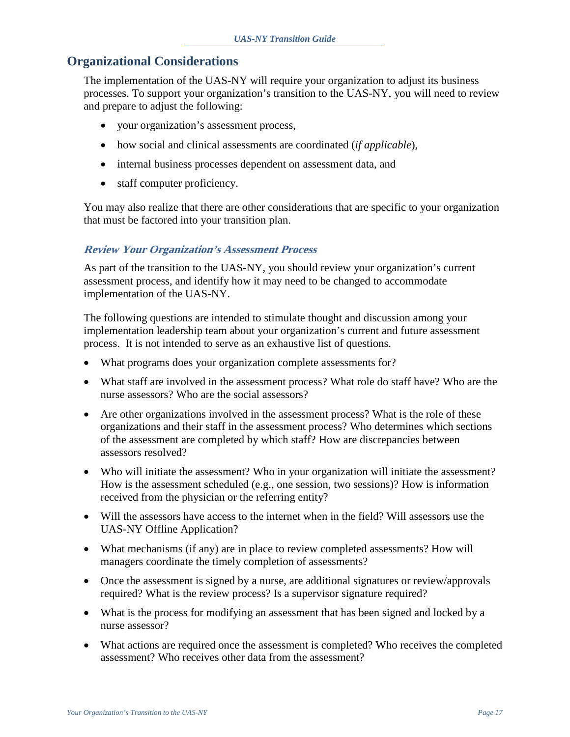## Organizational Considerations

The implementation of the UAS-NY will require your organization to adjust its business processes. To support your organization's transition to the UAS-NY, you will need to review and prepare to adjust the following:

- your organization's assessment process,
- how social and clinical assessments are coordinated (*if applicable*),
- internal business processes dependent on assessment data, and
- staff computer proficiency.

You may also realize that there are other considerations that are specific to your organization that must be factored into your transition plan.

### *Review Your Organization's Assessment Process*

As part of the transition to the UAS-NY, you should review your organization's current assessment process, and identify how it may need to be changed to accommodate implementation of the UAS-NY.

The following questions are intended to stimulate thought and discussion among your implementation leadership team about your organization's current and future assessment process. It is not intended to serve as an exhaustive list of questions.

- What programs does your organization complete assessments for?
- What staff are involved in the assessment process? What role do staff have? Who are the nurse assessors? Who are the social assessors?
- Are other organizations involved in the assessment process? What is the role of these organizations and their staff in the assessment process? Who determines which sections of the assessment are completed by which staff? How are discrepancies between assessors resolved?
- Who will initiate the assessment? Who in your organization will initiate the assessment? How is the assessment scheduled (e.g., one session, two sessions)? How is information received from the physician or the referring entity?
- Will the assessors have access to the internet when in the field? Will assessors use the UAS-NY Offline Application?
- What mechanisms (if any) are in place to review completed assessments? How will managers coordinate the timely completion of assessments?
- Once the assessment is signed by a nurse, are additional signatures or review/approvals required? What is the review process? Is a supervisor signature required?
- What is the process for modifying an assessment that has been signed and locked by a nurse assessor?
- What actions are required once the assessment is completed? Who receives the completed assessment? Who receives other data from the assessment?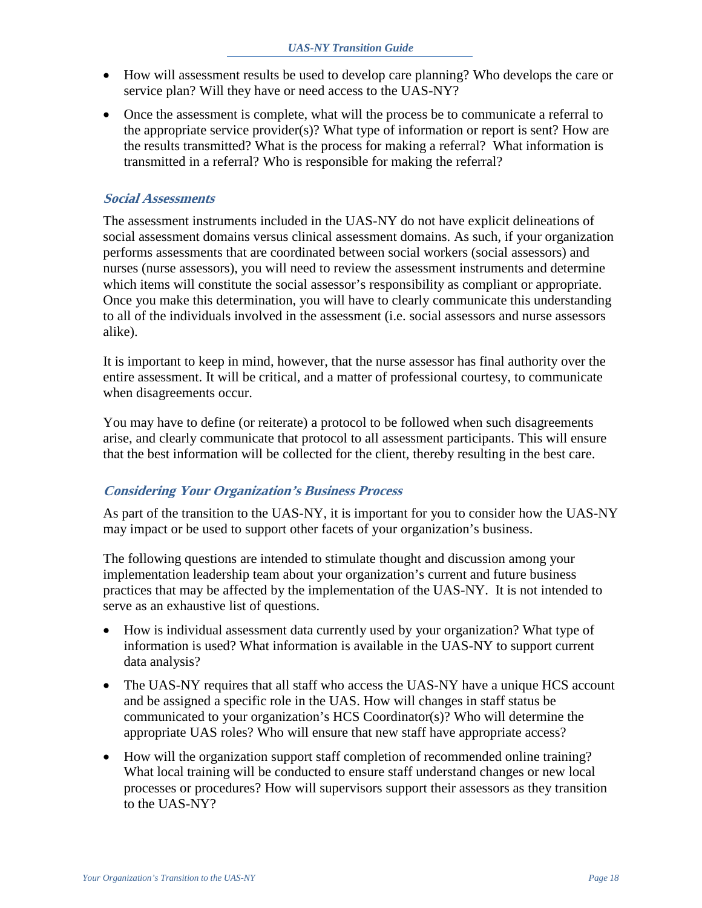- How will assessment results be used to develop care planning? Who develops the care or service plan? Will they have or need access to the UAS-NY?
- Once the assessment is complete, what will the process be to communicate a referral to the appropriate service provider(s)? What type of information or report is sent? How are the results transmitted? What is the process for making a referral? What information is transmitted in a referral? Who is responsible for making the referral?

### *Social Assessments*

The assessment instruments included in the UAS-NY do not have explicit delineations of social assessment domains versus clinical assessment domains. As such, if your organization performs assessments that are coordinated between social workers (social assessors) and nurses (nurse assessors), you will need to review the assessment instruments and determine which items will constitute the social assessor's responsibility as compliant or appropriate. Once you make this determination, you will have to clearly communicate this understanding to all of the individuals involved in the assessment (i.e. social assessors and nurse assessors alike).

It is important to keep in mind, however, that the nurse assessor has final authority over the entire assessment. It will be critical, and a matter of professional courtesy, to communicate when disagreements occur.

You may have to define (or reiterate) a protocol to be followed when such disagreements arise, and clearly communicate that protocol to all assessment participants. This will ensure that the best information will be collected for the client, thereby resulting in the best care.

### *Considering Your Organization's Business Process*

As part of the transition to the UAS-NY, it is important for you to consider how the UAS-NY may impact or be used to support other facets of your organization's business.

The following questions are intended to stimulate thought and discussion among your implementation leadership team about your organization's current and future business practices that may be affected by the implementation of the UAS-NY. It is not intended to serve as an exhaustive list of questions.

- How is individual assessment data currently used by your organization? What type of information is used? What information is available in the UAS-NY to support current data analysis?
- The UAS-NY requires that all staff who access the UAS-NY have a unique HCS account and be assigned a specific role in the UAS. How will changes in staff status be communicated to your organization's HCS Coordinator(s)? Who will determine the appropriate UAS roles? Who will ensure that new staff have appropriate access?
- How will the organization support staff completion of recommended online training? What local training will be conducted to ensure staff understand changes or new local processes or procedures? How will supervisors support their assessors as they transition to the UAS-NY?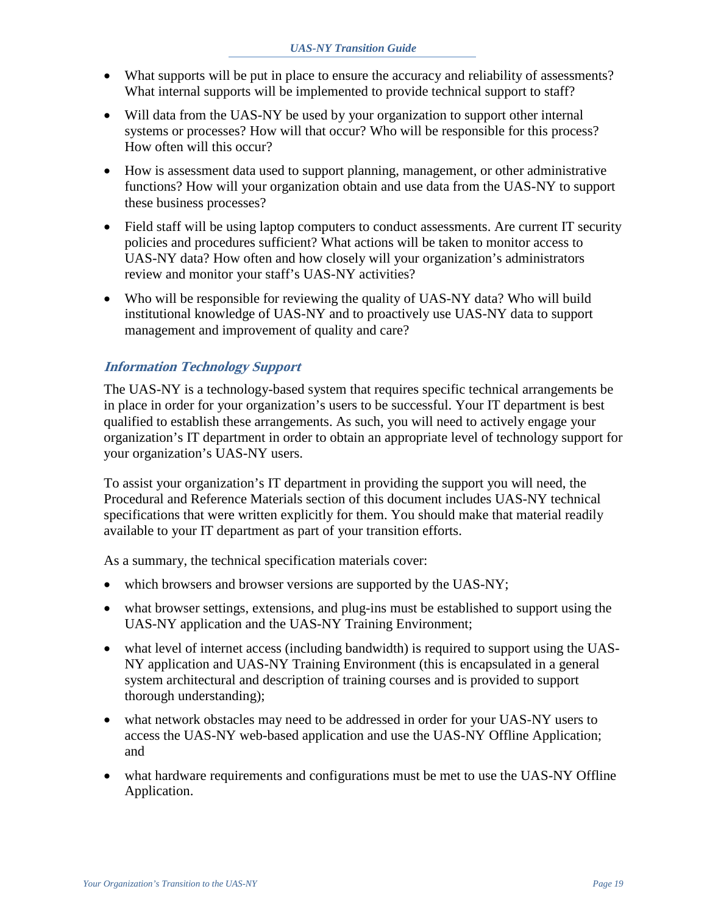- What supports will be put in place to ensure the accuracy and reliability of assessments? What internal supports will be implemented to provide technical support to staff?
- Will data from the UAS-NY be used by your organization to support other internal systems or processes? How will that occur? Who will be responsible for this process? How often will this occur?
- How is assessment data used to support planning, management, or other administrative functions? How will your organization obtain and use data from the UAS-NY to support these business processes?
- Field staff will be using laptop computers to conduct assessments. Are current IT security policies and procedures sufficient? What actions will be taken to monitor access to UAS-NY data? How often and how closely will your organization's administrators review and monitor your staff's UAS-NY activities?
- Who will be responsible for reviewing the quality of UAS-NY data? Who will build institutional knowledge of UAS-NY and to proactively use UAS-NY data to support management and improvement of quality and care?

### *Information Technology Support*

The UAS-NY is a technology-based system that requires specific technical arrangements be in place in order for your organization's users to be successful. Your IT department is best qualified to establish these arrangements. As such, you will need to actively engage your organization's IT department in order to obtain an appropriate level of technology support for your organization's UAS-NY users.

To assist your organization's IT department in providing the support you will need, the Procedural and Reference Materials section of this document includes UAS-NY technical specifications that were written explicitly for them. You should make that material readily available to your IT department as part of your transition efforts.

As a summary, the technical specification materials cover:

- which browsers and browser versions are supported by the UAS-NY;
- what browser settings, extensions, and plug-ins must be established to support using the UAS-NY application and the UAS-NY Training Environment;
- what level of internet access (including bandwidth) is required to support using the UAS-NY application and UAS-NY Training Environment (this is encapsulated in a general system architectural and description of training courses and is provided to support thorough understanding);
- what network obstacles may need to be addressed in order for your UAS-NY users to access the UAS-NY web-based application and use the UAS-NY Offline Application; and
- what hardware requirements and configurations must be met to use the UAS-NY Offline Application.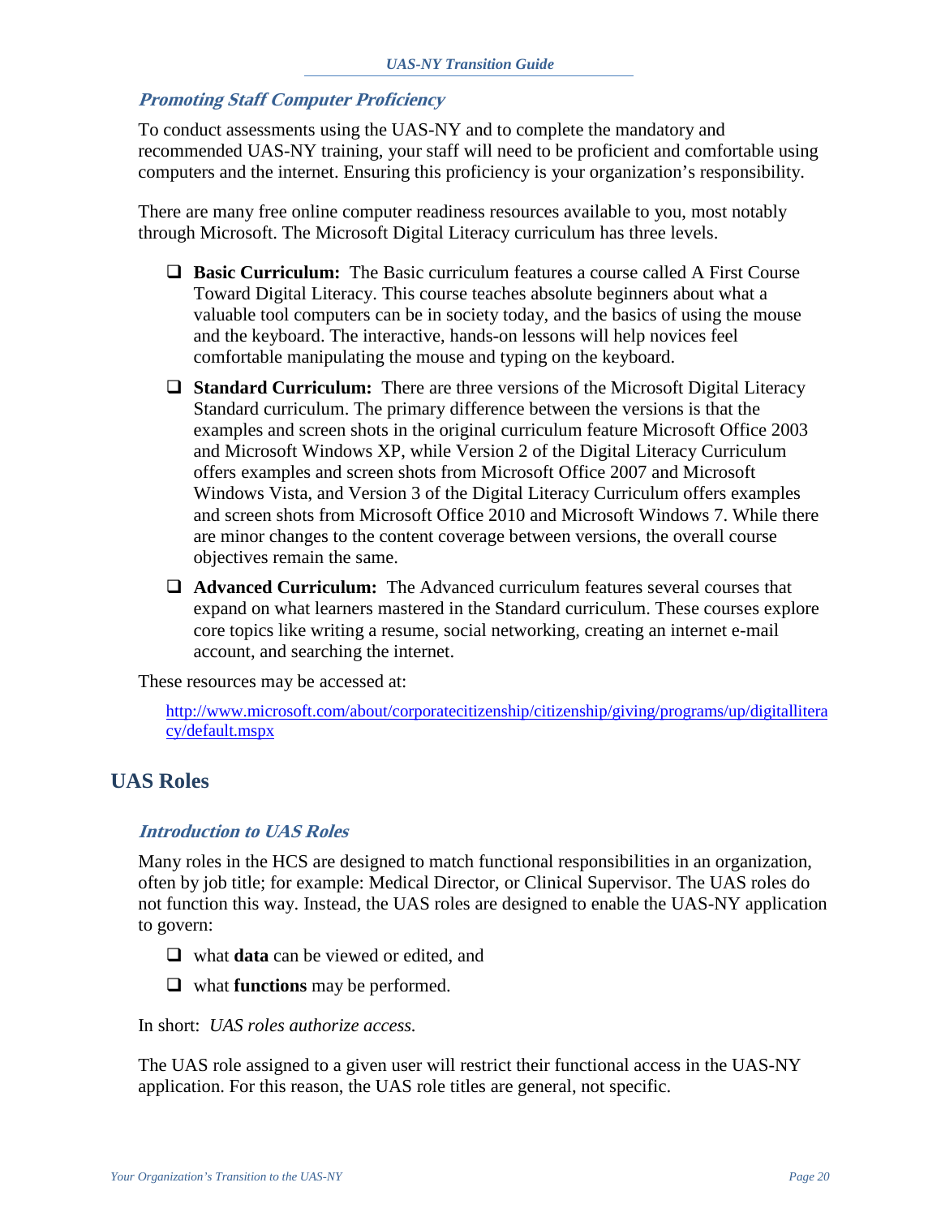### *Promoting Staff Computer Proficiency*

To conduct assessments using the UAS-NY and to complete the mandatory and recommended UAS-NY training, your staff will need to be proficient and comfortable using computers and the internet. Ensuring this proficiency is your organization's responsibility.

There are many free online computer readiness resources available to you, most notably through Microsoft. The Microsoft Digital Literacy curriculum has three levels.

- **Basic Curriculum:** The Basic curriculum features a course called A First Course Toward Digital Literacy. This course teaches absolute beginners about what a valuable tool computers can be in society today, and the basics of using the mouse and the keyboard. The interactive, hands-on lessons will help novices feel comfortable manipulating the mouse and typing on the keyboard.
- **Standard Curriculum:** There are three versions of the Microsoft Digital Literacy Standard curriculum. The primary difference between the versions is that the examples and screen shots in the original curriculum feature Microsoft Office 2003 and Microsoft Windows XP, while Version 2 of the Digital Literacy Curriculum offers examples and screen shots from Microsoft Office 2007 and Microsoft Windows Vista, and Version 3 of the Digital Literacy Curriculum offers examples and screen shots from Microsoft Office 2010 and Microsoft Windows 7. While there are minor changes to the content coverage between versions, the overall course objectives remain the same.
- **Advanced Curriculum:** The Advanced curriculum features several courses that expand on what learners mastered in the Standard curriculum. These courses explore core topics like writing a resume, social networking, creating an internet e-mail account, and searching the internet.

These resources may be accessed at:

http://www.microsoft.com/about/corporatecitizenship/citizenship/giving/programs/up/digitalliteracy/default.mspx

## UAS Roles

### *Introduction to UAS Roles*

Many roles in the HCS are designed to match functional responsibilities in an organization, often by job title; for example: Medical Director, or Clinical Supervisor. The UAS roles do not function this way. Instead, the UAS roles are designed to enable the UAS-NY application to govern:

- what **data** can be viewed or edited, and
- what **functions** may be performed.

In short: *UAS roles authorize access.*

The UAS role assigned to a given user will restrict their functional access in the UAS-NY application. For this reason, the UAS role titles are general, not specific.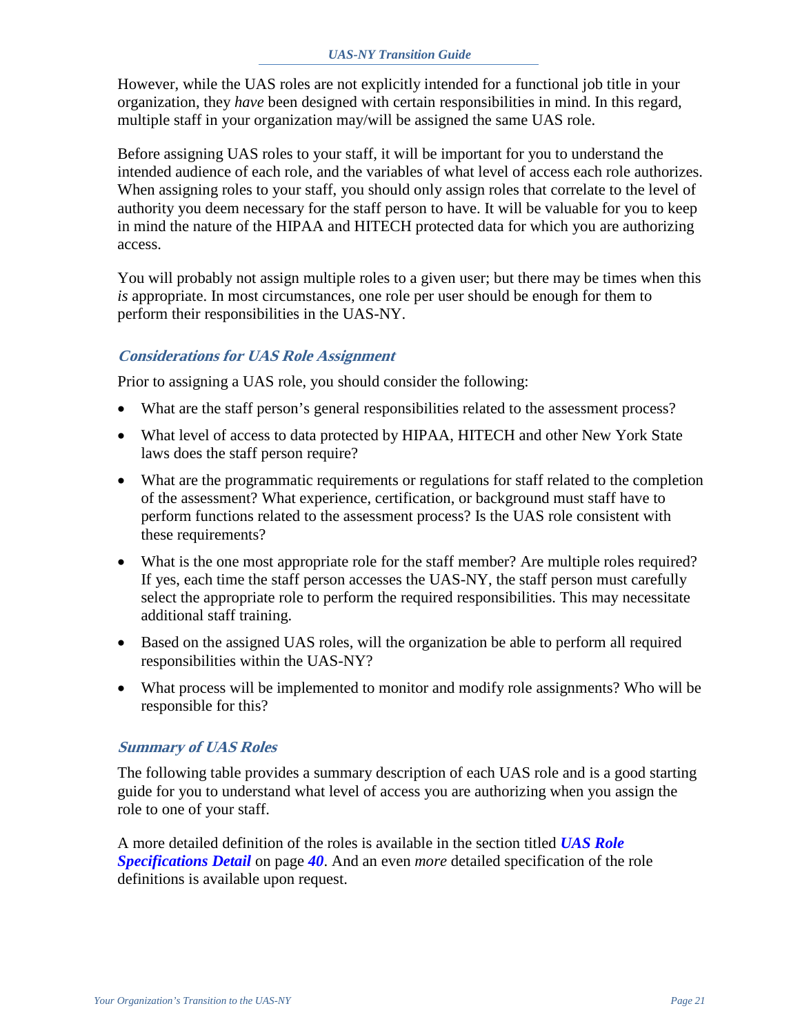However, while the UAS roles are not explicitly intended for a functional job title in your organization, they *have* been designed with certain responsibilities in mind. In this regard, multiple staff in your organization may/will be assigned the same UAS role.

Before assigning UAS roles to your staff, it will be important for you to understand the intended audience of each role, and the variables of what level of access each role authorizes. When assigning roles to your staff, you should only assign roles that correlate to the level of authority you deem necessary for the staff person to have. It will be valuable for you to keep in mind the nature of the HIPAA and HITECH protected data for which you are authorizing access.

You will probably not assign multiple roles to a given user; but there may be times when this *is* appropriate. In most circumstances, one role per user should be enough for them to perform their responsibilities in the UAS-NY.

### *Considerations for UAS Role Assignment*

Prior to assigning a UAS role, you should consider the following:

- What are the staff person's general responsibilities related to the assessment process?
- What level of access to data protected by HIPAA, HITECH and other New York State laws does the staff person require?
- What are the programmatic requirements or regulations for staff related to the completion of the assessment? What experience, certification, or background must staff have to perform functions related to the assessment process? Is the UAS role consistent with these requirements?
- What is the one most appropriate role for the staff member? Are multiple roles required? If yes, each time the staff person accesses the UAS-NY, the staff person must carefully select the appropriate role to perform the required responsibilities. This may necessitate additional staff training.
- Based on the assigned UAS roles, will the organization be able to perform all required responsibilities within the UAS-NY?
- What process will be implemented to monitor and modify role assignments? Who will be responsible for this?

### *Summary of UAS Roles*

The following table provides a summary description of each UAS role and is a good starting guide for you to understand what level of access you are authorizing when you assign the role to one of your staff.

A more detailed definition of the roles is available in the section titled ***UAS Role Specifications Detail*** on page ***40***. And an even *more* detailed specification of the role definitions is available upon request.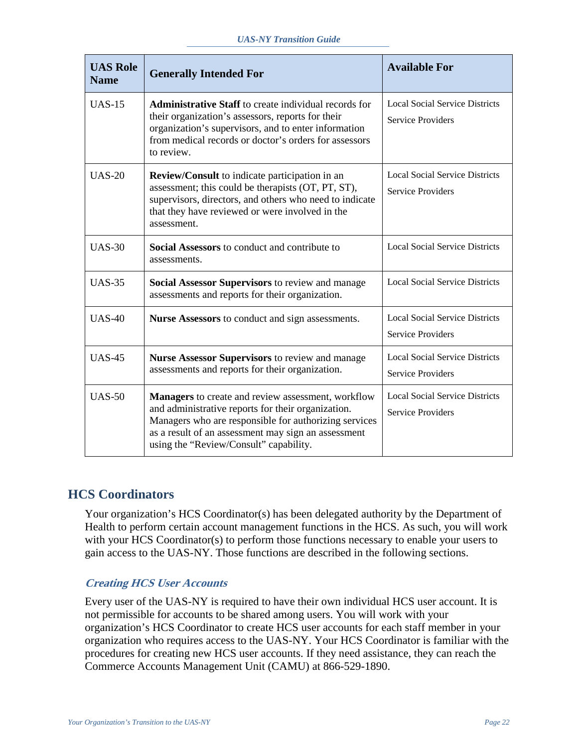| UAS Role Name | Generally Intended For | Available For |
|---|---|---|
| UAS-15 | **Administrative Staff** to create individual records for their organization's assessors, reports for their organization's supervisors, and to enter information from medical records or doctor's orders for assessors to review. | Local Social Service Districts<br>Service Providers |
| UAS-20 | **Review/Consult** to indicate participation in an assessment; this could be therapists (OT, PT, ST), supervisors, directors, and others who need to indicate that they have reviewed or were involved in the assessment. | Local Social Service Districts<br>Service Providers |
| UAS-30 | **Social Assessors** to conduct and contribute to assessments. | Local Social Service Districts |
| UAS-35 | **Social Assessor Supervisors** to review and manage assessments and reports for their organization. | Local Social Service Districts |
| UAS-40 | **Nurse Assessors** to conduct and sign assessments. | Local Social Service Districts<br>Service Providers |
| UAS-45 | **Nurse Assessor Supervisors** to review and manage assessments and reports for their organization. | Local Social Service Districts<br>Service Providers |
| UAS-50 | **Managers** to create and review assessment, workflow and administrative reports for their organization. Managers who are responsible for authorizing services as a result of an assessment may sign an assessment using the "Review/Consult" capability. | Local Social Service Districts<br>Service Providers |

## HCS Coordinators

Your organization's HCS Coordinator(s) has been delegated authority by the Department of Health to perform certain account management functions in the HCS. As such, you will work with your HCS Coordinator(s) to perform those functions necessary to enable your users to gain access to the UAS-NY. Those functions are described in the following sections.

### *Creating HCS User Accounts*

Every user of the UAS-NY is required to have their own individual HCS user account. It is not permissible for accounts to be shared among users. You will work with your organization's HCS Coordinator to create HCS user accounts for each staff member in your organization who requires access to the UAS-NY. Your HCS Coordinator is familiar with the procedures for creating new HCS user accounts. If they need assistance, they can reach the Commerce Accounts Management Unit (CAMU) at 866-529-1890.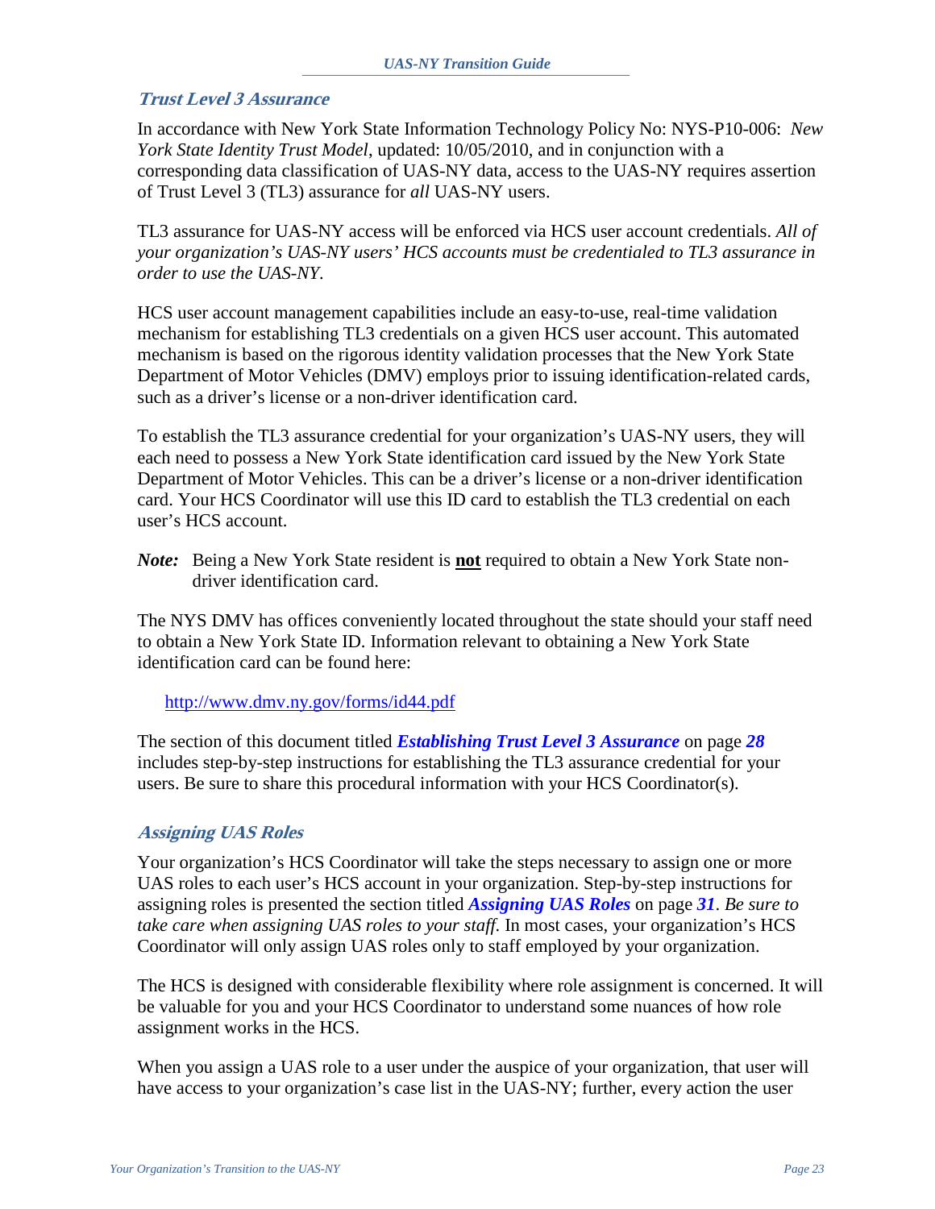### *Trust Level 3 Assurance*

In accordance with New York State Information Technology Policy No: NYS-P10-006: *New York State Identity Trust Model*, updated: 10/05/2010, and in conjunction with a corresponding data classification of UAS-NY data, access to the UAS-NY requires assertion of Trust Level 3 (TL3) assurance for *all* UAS-NY users.

TL3 assurance for UAS-NY access will be enforced via HCS user account credentials. *All of your organization's UAS-NY users' HCS accounts must be credentialed to TL3 assurance in order to use the UAS-NY.*

HCS user account management capabilities include an easy-to-use, real-time validation mechanism for establishing TL3 credentials on a given HCS user account. This automated mechanism is based on the rigorous identity validation processes that the New York State Department of Motor Vehicles (DMV) employs prior to issuing identification-related cards, such as a driver's license or a non-driver identification card.

To establish the TL3 assurance credential for your organization's UAS-NY users, they will each need to possess a New York State identification card issued by the New York State Department of Motor Vehicles. This can be a driver's license or a non-driver identification card. Your HCS Coordinator will use this ID card to establish the TL3 credential on each user's HCS account.

***Note:*** Being a New York State resident is **not** required to obtain a New York State non-driver identification card.

The NYS DMV has offices conveniently located throughout the state should your staff need to obtain a New York State ID. Information relevant to obtaining a New York State identification card can be found here:

http://www.dmv.ny.gov/forms/id44.pdf

The section of this document titled ***Establishing Trust Level 3 Assurance*** on page ***28*** includes step-by-step instructions for establishing the TL3 assurance credential for your users. Be sure to share this procedural information with your HCS Coordinator(s).

### *Assigning UAS Roles*

Your organization's HCS Coordinator will take the steps necessary to assign one or more UAS roles to each user's HCS account in your organization. Step-by-step instructions for assigning roles is presented the section titled ***Assigning UAS Roles*** on page ***31***. *Be sure to take care when assigning UAS roles to your staff.* In most cases, your organization's HCS Coordinator will only assign UAS roles only to staff employed by your organization.

The HCS is designed with considerable flexibility where role assignment is concerned. It will be valuable for you and your HCS Coordinator to understand some nuances of how role assignment works in the HCS.

When you assign a UAS role to a user under the auspice of your organization, that user will have access to your organization's case list in the UAS-NY; further, every action the user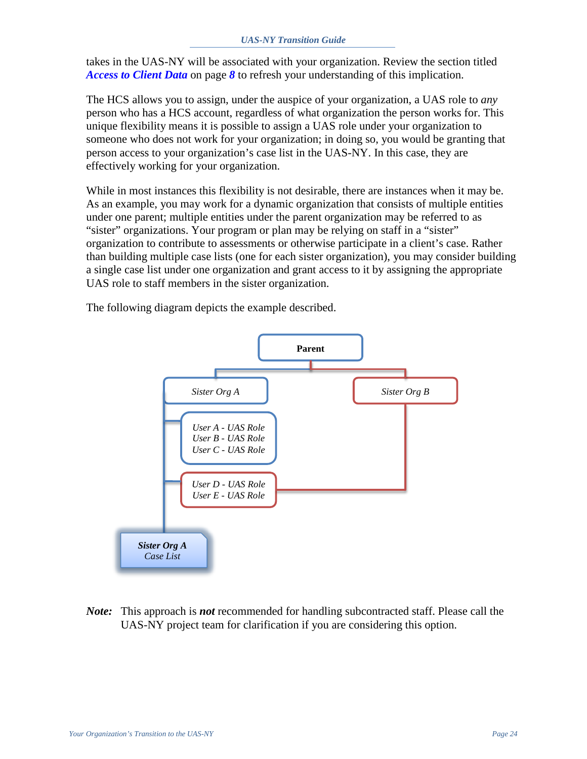takes in the UAS-NY will be associated with your organization. Review the section titled ***Access to Client Data*** on page ***8*** to refresh your understanding of this implication.

The HCS allows you to assign, under the auspice of your organization, a UAS role to *any* person who has a HCS account, regardless of what organization the person works for. This unique flexibility means it is possible to assign a UAS role under your organization to someone who does not work for your organization; in doing so, you would be granting that person access to your organization's case list in the UAS-NY. In this case, they are effectively working for your organization.

While in most instances this flexibility is not desirable, there are instances when it may be. As an example, you may work for a dynamic organization that consists of multiple entities under one parent; multiple entities under the parent organization may be referred to as "sister" organizations. Your program or plan may be relying on staff in a "sister" organization to contribute to assessments or otherwise participate in a client's case. Rather than building multiple case lists (one for each sister organization), you may consider building a single case list under one organization and grant access to it by assigning the appropriate UAS role to staff members in the sister organization.

The following diagram depicts the example described.

**Parent**

*Sister Org A*

*Sister Org B*

*User A - UAS Role*
*User B - UAS Role*
*User C - UAS Role*

*User D - UAS Role*
*User E - UAS Role*

***Sister Org A***
*Case List*

***Note:*** This approach is ***not*** recommended for handling subcontracted staff. Please call the UAS-NY project team for clarification if you are considering this option.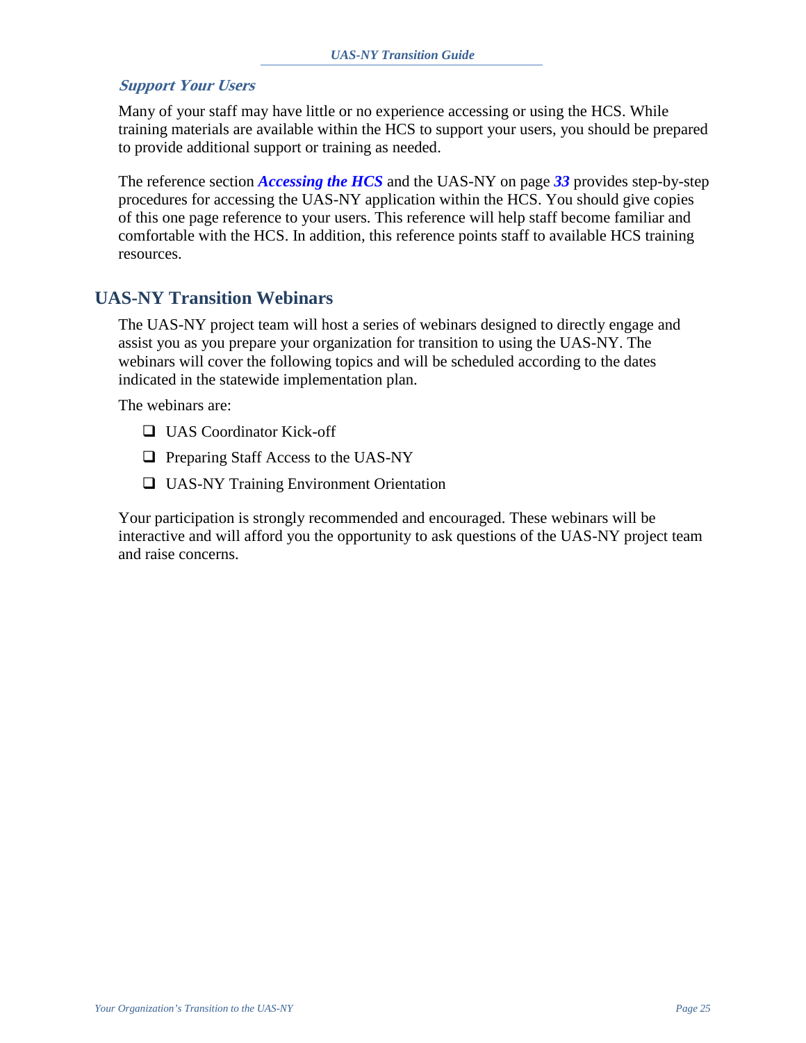### *Support Your Users*

Many of your staff may have little or no experience accessing or using the HCS. While training materials are available within the HCS to support your users, you should be prepared to provide additional support or training as needed.

The reference section ***Accessing the HCS*** and the UAS-NY on page ***33*** provides step-by-step procedures for accessing the UAS-NY application within the HCS. You should give copies of this one page reference to your users. This reference will help staff become familiar and comfortable with the HCS. In addition, this reference points staff to available HCS training resources.

## UAS-NY Transition Webinars

The UAS-NY project team will host a series of webinars designed to directly engage and assist you as you prepare your organization for transition to using the UAS-NY. The webinars will cover the following topics and will be scheduled according to the dates indicated in the statewide implementation plan.

The webinars are:

- ❑ UAS Coordinator Kick-off
- ❑ Preparing Staff Access to the UAS-NY
- ❑ UAS-NY Training Environment Orientation

Your participation is strongly recommended and encouraged. These webinars will be interactive and will afford you the opportunity to ask questions of the UAS-NY project team and raise concerns.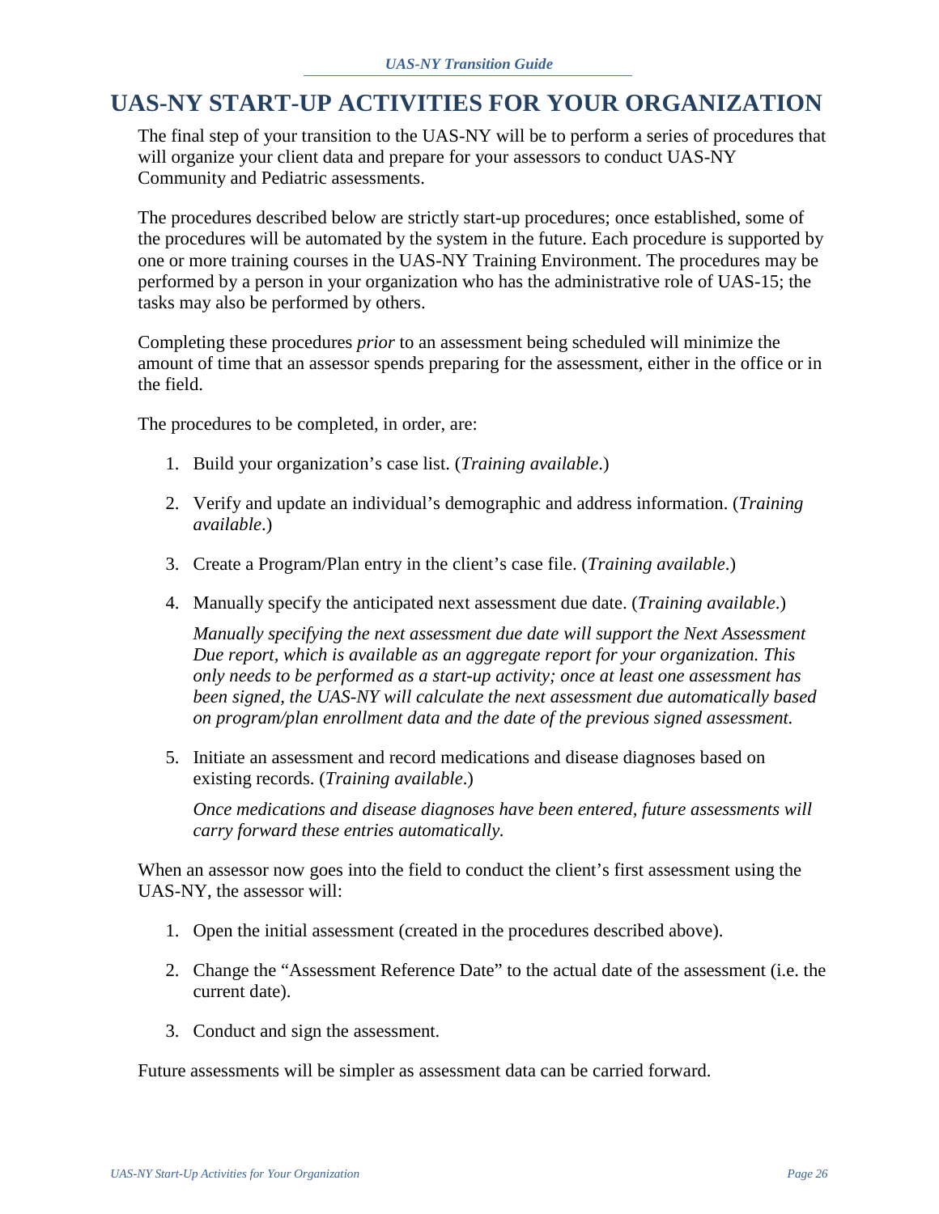# UAS-NY START-UP ACTIVITIES FOR YOUR ORGANIZATION

The final step of your transition to the UAS-NY will be to perform a series of procedures that will organize your client data and prepare for your assessors to conduct UAS-NY Community and Pediatric assessments.

The procedures described below are strictly start-up procedures; once established, some of the procedures will be automated by the system in the future. Each procedure is supported by one or more training courses in the UAS-NY Training Environment. The procedures may be performed by a person in your organization who has the administrative role of UAS-15; the tasks may also be performed by others.

Completing these procedures *prior* to an assessment being scheduled will minimize the amount of time that an assessor spends preparing for the assessment, either in the office or in the field.

The procedures to be completed, in order, are:

1. Build your organization's case list. (*Training available*.)

2. Verify and update an individual's demographic and address information. (*Training available*.)

3. Create a Program/Plan entry in the client's case file. (*Training available*.)

4. Manually specify the anticipated next assessment due date. (*Training available*.)

   *Manually specifying the next assessment due date will support the Next Assessment Due report, which is available as an aggregate report for your organization. This only needs to be performed as a start-up activity; once at least one assessment has been signed, the UAS-NY will calculate the next assessment due automatically based on program/plan enrollment data and the date of the previous signed assessment.*

5. Initiate an assessment and record medications and disease diagnoses based on existing records. (*Training available*.)

   *Once medications and disease diagnoses have been entered, future assessments will carry forward these entries automatically.*

When an assessor now goes into the field to conduct the client's first assessment using the UAS-NY, the assessor will:

1. Open the initial assessment (created in the procedures described above).

2. Change the "Assessment Reference Date" to the actual date of the assessment (i.e. the current date).

3. Conduct and sign the assessment.

Future assessments will be simpler as assessment data can be carried forward.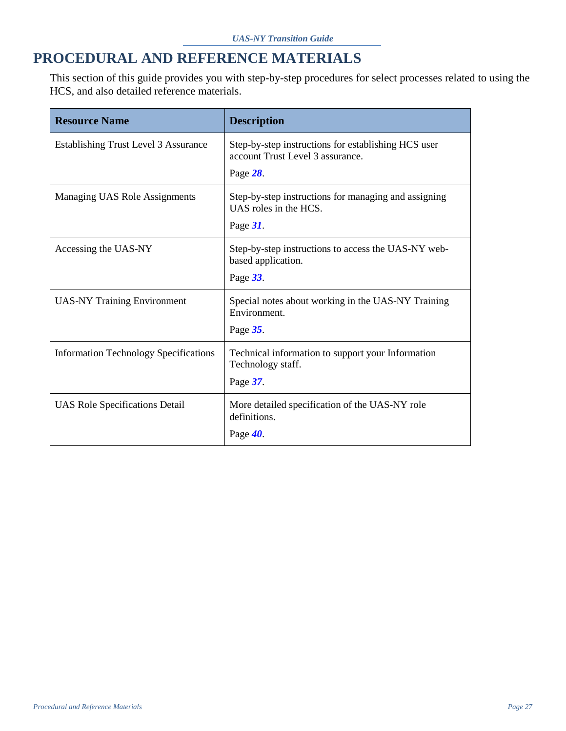# PROCEDURAL AND REFERENCE MATERIALS

This section of this guide provides you with step-by-step procedures for select processes related to using the HCS, and also detailed reference materials.

| Resource Name | Description |
|---|---|
| Establishing Trust Level 3 Assurance | Step-by-step instructions for establishing HCS user account Trust Level 3 assurance.<br>Page ***28***. |
| Managing UAS Role Assignments | Step-by-step instructions for managing and assigning UAS roles in the HCS.<br>Page ***31***. |
| Accessing the UAS-NY | Step-by-step instructions to access the UAS-NY web-based application.<br>Page ***33***. |
| UAS-NY Training Environment | Special notes about working in the UAS-NY Training Environment.<br>Page ***35***. |
| Information Technology Specifications | Technical information to support your Information Technology staff.<br>Page ***37***. |
| UAS Role Specifications Detail | More detailed specification of the UAS-NY role definitions.<br>Page ***40***. |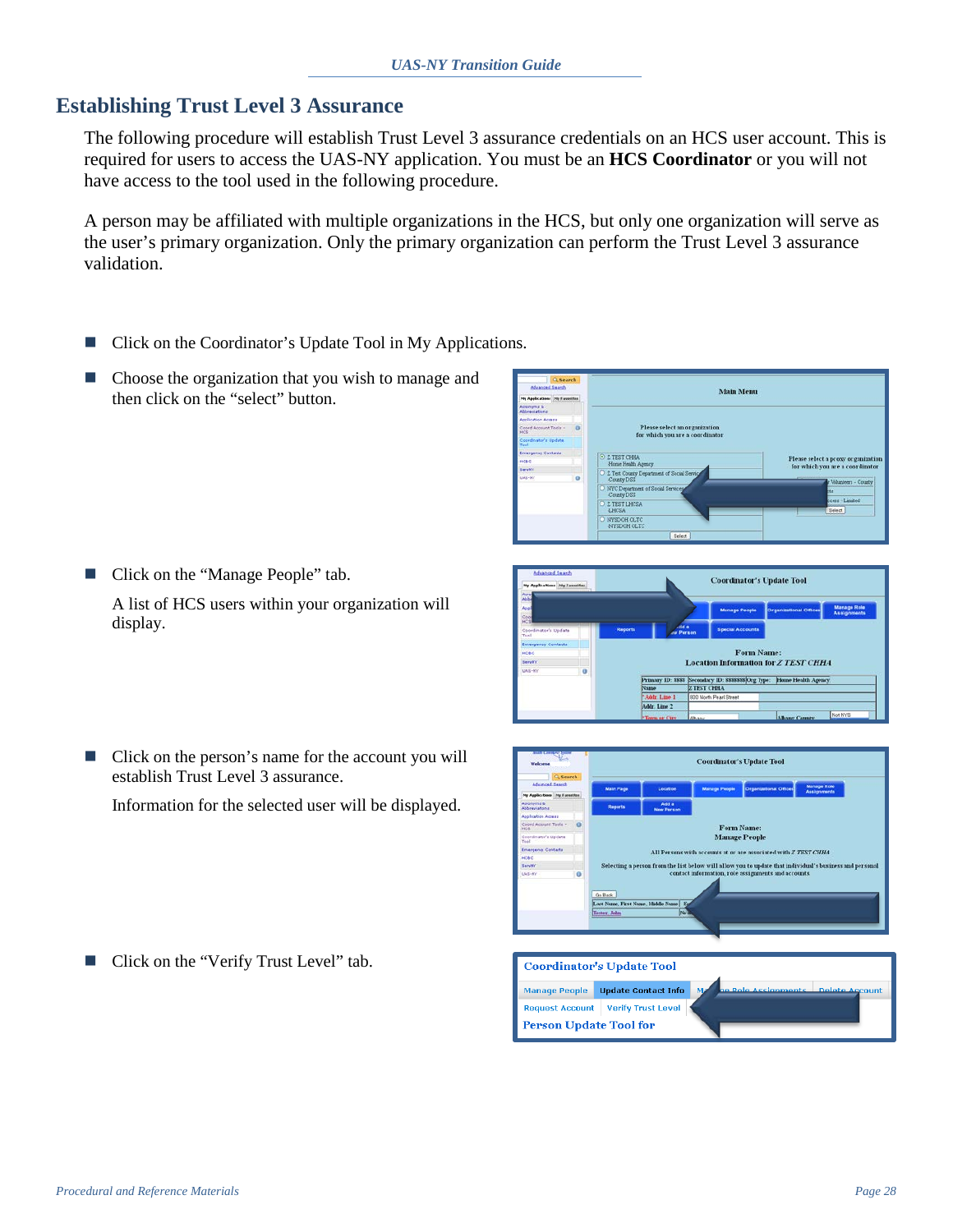# Establishing Trust Level 3 Assurance

The following procedure will establish Trust Level 3 assurance credentials on an HCS user account. This is required for users to access the UAS-NY application. You must be an **HCS Coordinator** or you will not have access to the tool used in the following procedure.

A person may be affiliated with multiple organizations in the HCS, but only one organization will serve as the user's primary organization. Only the primary organization can perform the Trust Level 3 assurance validation.

- Click on the Coordinator's Update Tool in My Applications.
- Choose the organization that you wish to manage and then click on the "select" button.
- Click on the "Manage People" tab.

  A list of HCS users within your organization will display.
- Click on the person's name for the account you will establish Trust Level 3 assurance.

  Information for the selected user will be displayed.
- Click on the "Verify Trust Level" tab.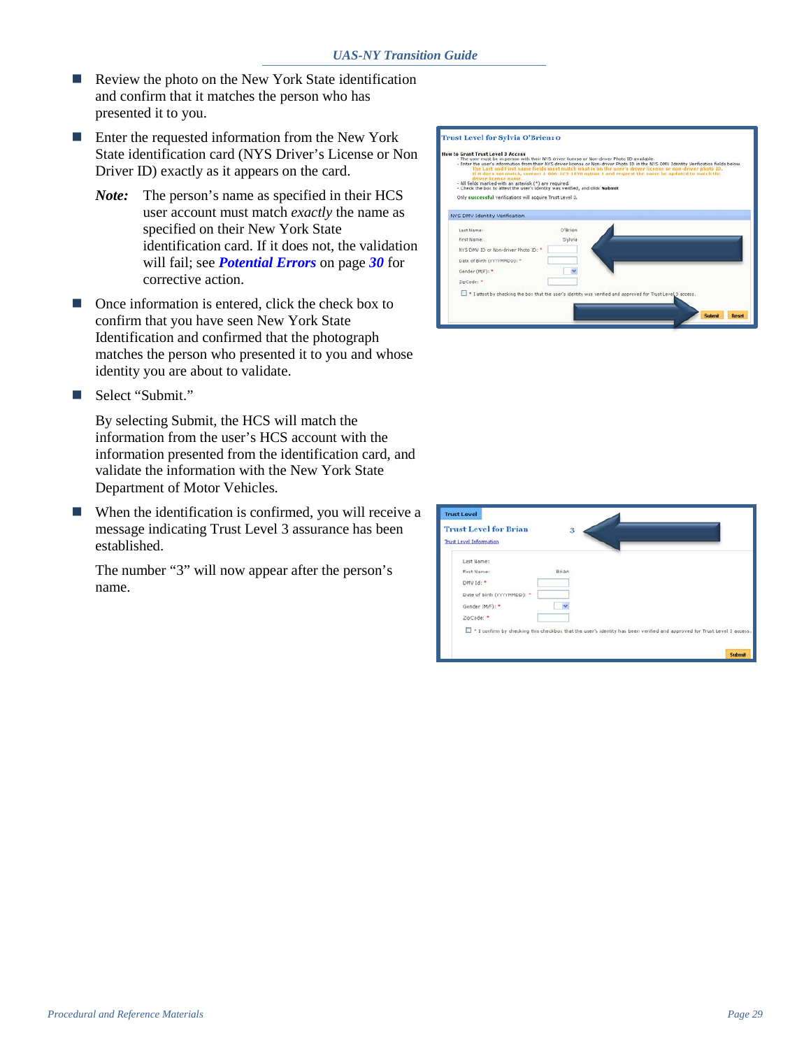- Review the photo on the New York State identification and confirm that it matches the person who has presented it to you.
- Enter the requested information from the New York State identification card (NYS Driver's License or Non Driver ID) exactly as it appears on the card.

  ***Note:*** The person's name as specified in their HCS user account must match *exactly* the name as specified on their New York State identification card. If it does not, the validation will fail; see ***Potential Errors*** on page ***30*** for corrective action.

- Once information is entered, click the check box to confirm that you have seen New York State Identification and confirmed that the photograph matches the person who presented it to you and whose identity you are about to validate.
- Select "Submit."

  By selecting Submit, the HCS will match the information from the user's HCS account with the information presented from the identification card, and validate the information with the New York State Department of Motor Vehicles.

- When the identification is confirmed, you will receive a message indicating Trust Level 3 assurance has been established.

  The number "3" will now appear after the person's name.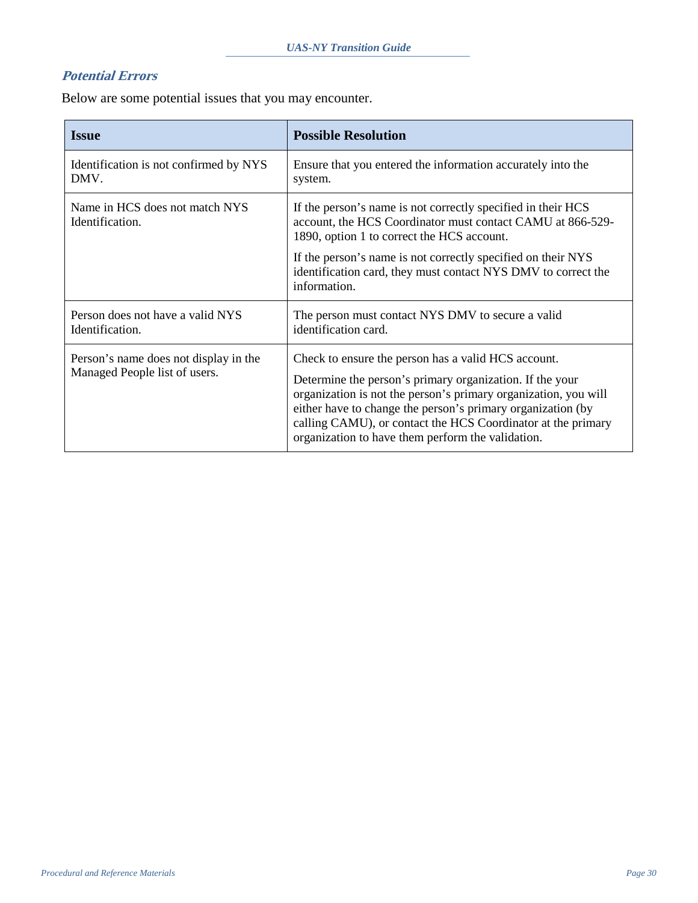## *Potential Errors*

Below are some potential issues that you may encounter.

| Issue | Possible Resolution |
| --- | --- |
| Identification is not confirmed by NYS DMV. | Ensure that you entered the information accurately into the system. |
| Name in HCS does not match NYS Identification. | If the person's name is not correctly specified in their HCS account, the HCS Coordinator must contact CAMU at 866-529-1890, option 1 to correct the HCS account.<br><br>If the person's name is not correctly specified on their NYS identification card, they must contact NYS DMV to correct the information. |
| Person does not have a valid NYS Identification. | The person must contact NYS DMV to secure a valid identification card. |
| Person's name does not display in the Managed People list of users. | Check to ensure the person has a valid HCS account.<br><br>Determine the person's primary organization. If the your organization is not the person's primary organization, you will either have to change the person's primary organization (by calling CAMU), or contact the HCS Coordinator at the primary organization to have them perform the validation. |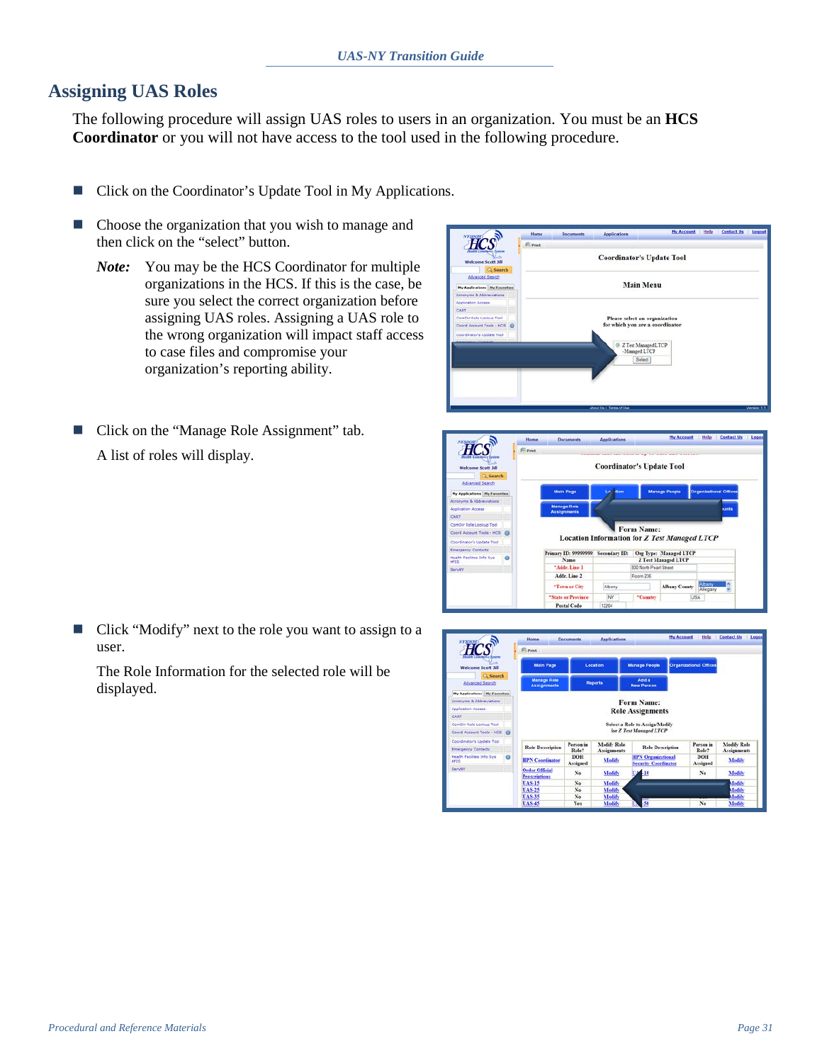## Assigning UAS Roles

The following procedure will assign UAS roles to users in an organization. You must be an **HCS Coordinator** or you will not have access to the tool used in the following procedure.

- Click on the Coordinator's Update Tool in My Applications.
- Choose the organization that you wish to manage and then click on the "select" button.

  ***Note:*** You may be the HCS Coordinator for multiple organizations in the HCS. If this is the case, be sure you select the correct organization before assigning UAS roles. Assigning a UAS role to the wrong organization will impact staff access to case files and compromise your organization's reporting ability.

- Click on the "Manage Role Assignment" tab.

  A list of roles will display.

- Click "Modify" next to the role you want to assign to a user.

  The Role Information for the selected role will be displayed.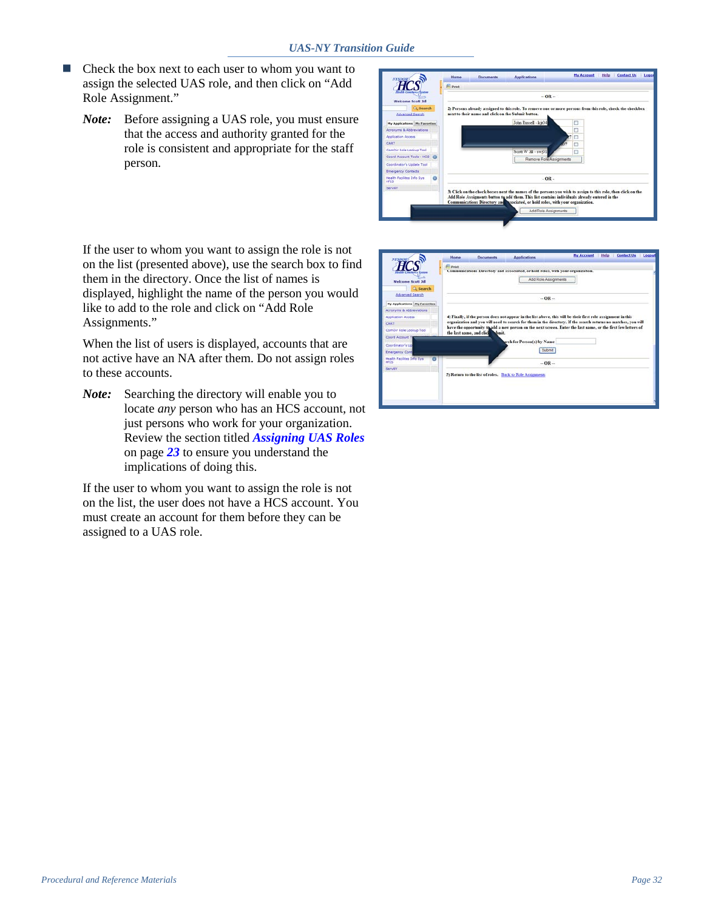- Check the box next to each user to whom you want to assign the selected UAS role, and then click on "Add Role Assignment."

  ***Note:*** Before assigning a UAS role, you must ensure that the access and authority granted for the role is consistent and appropriate for the staff person.

If the user to whom you want to assign the role is not on the list (presented above), use the search box to find them in the directory. Once the list of names is displayed, highlight the name of the person you would like to add to the role and click on "Add Role Assignments."

When the list of users is displayed, accounts that are not active have an NA after them. Do not assign roles to these accounts.

***Note:*** Searching the directory will enable you to locate *any* person who has an HCS account, not just persons who work for your organization. Review the section titled ***Assigning UAS Roles*** on page ***23*** to ensure you understand the implications of doing this.

If the user to whom you want to assign the role is not on the list, the user does not have a HCS account. You must create an account for them before they can be assigned to a UAS role.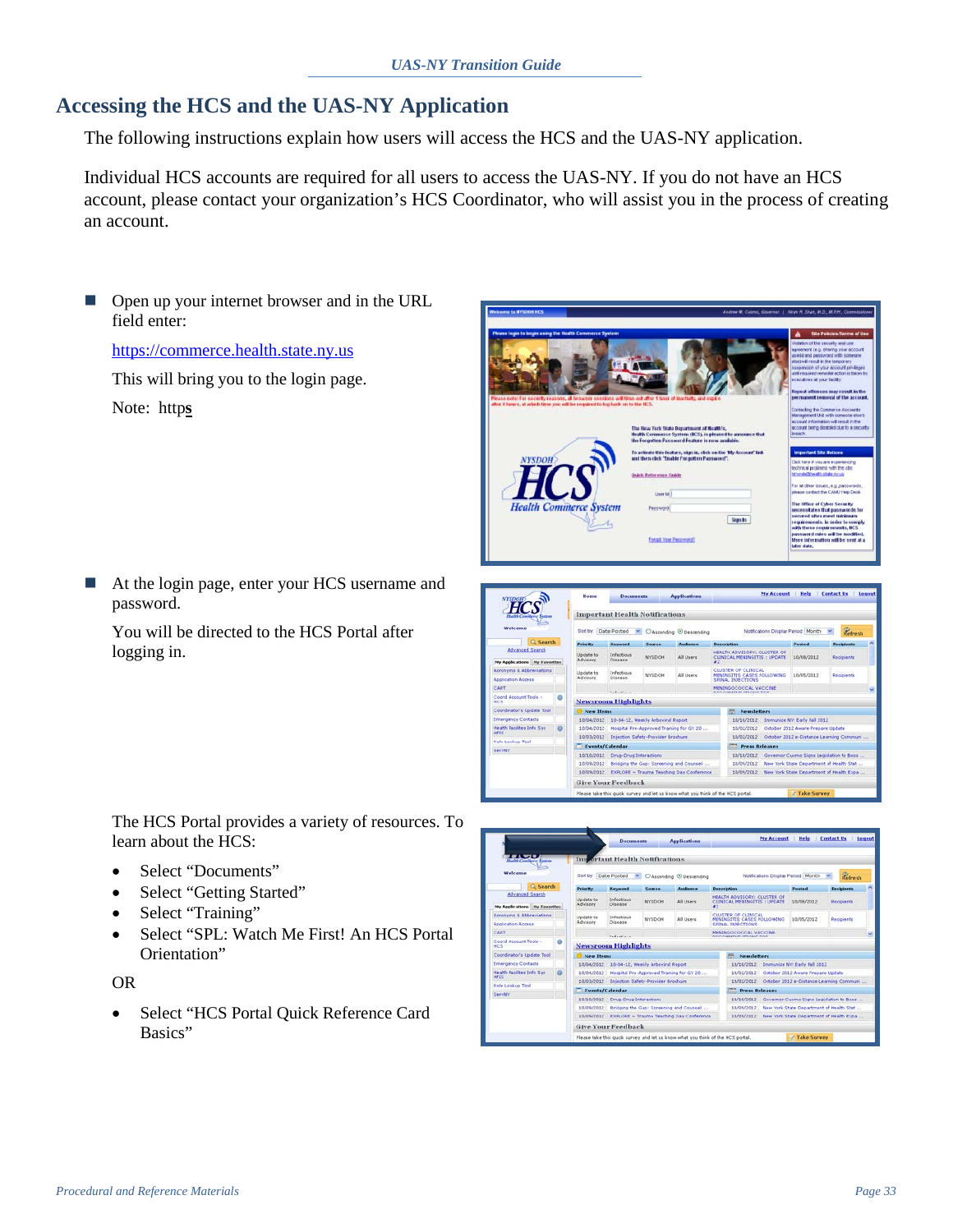# Accessing the HCS and the UAS-NY Application

The following instructions explain how users will access the HCS and the UAS-NY application.

Individual HCS accounts are required for all users to access the UAS-NY. If you do not have an HCS account, please contact your organization's HCS Coordinator, who will assist you in the process of creating an account.

- Open up your internet browser and in the URL field enter:

  https://commerce.health.state.ny.us

  This will bring you to the login page.

  Note: http**s**

- At the login page, enter your HCS username and password.

  You will be directed to the HCS Portal after logging in.

The HCS Portal provides a variety of resources. To learn about the HCS:

- Select "Documents"
- Select "Getting Started"
- Select "Training"
- Select "SPL: Watch Me First! An HCS Portal Orientation"

OR

- Select "HCS Portal Quick Reference Card Basics"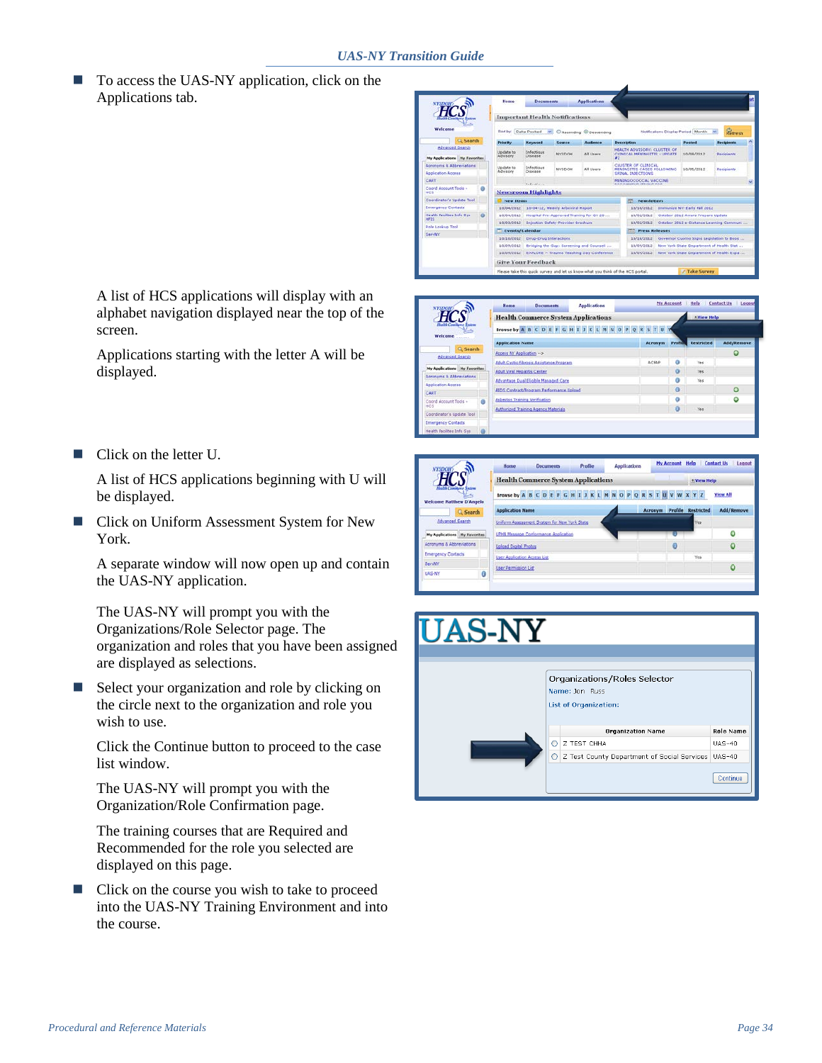- To access the UAS-NY application, click on the Applications tab.

  A list of HCS applications will display with an alphabet navigation displayed near the top of the screen.

  Applications starting with the letter A will be displayed.

- Click on the letter U.

  A list of HCS applications beginning with U will be displayed.

- Click on Uniform Assessment System for New York.

  A separate window will now open up and contain the UAS-NY application.

  The UAS-NY will prompt you with the Organizations/Role Selector page. The organization and roles that you have been assigned are displayed as selections.

- Select your organization and role by clicking on the circle next to the organization and role you wish to use.

  Click the Continue button to proceed to the case list window.

  The UAS-NY will prompt you with the Organization/Role Confirmation page.

  The training courses that are Required and Recommended for the role you selected are displayed on this page.

- Click on the course you wish to take to proceed into the UAS-NY Training Environment and into the course.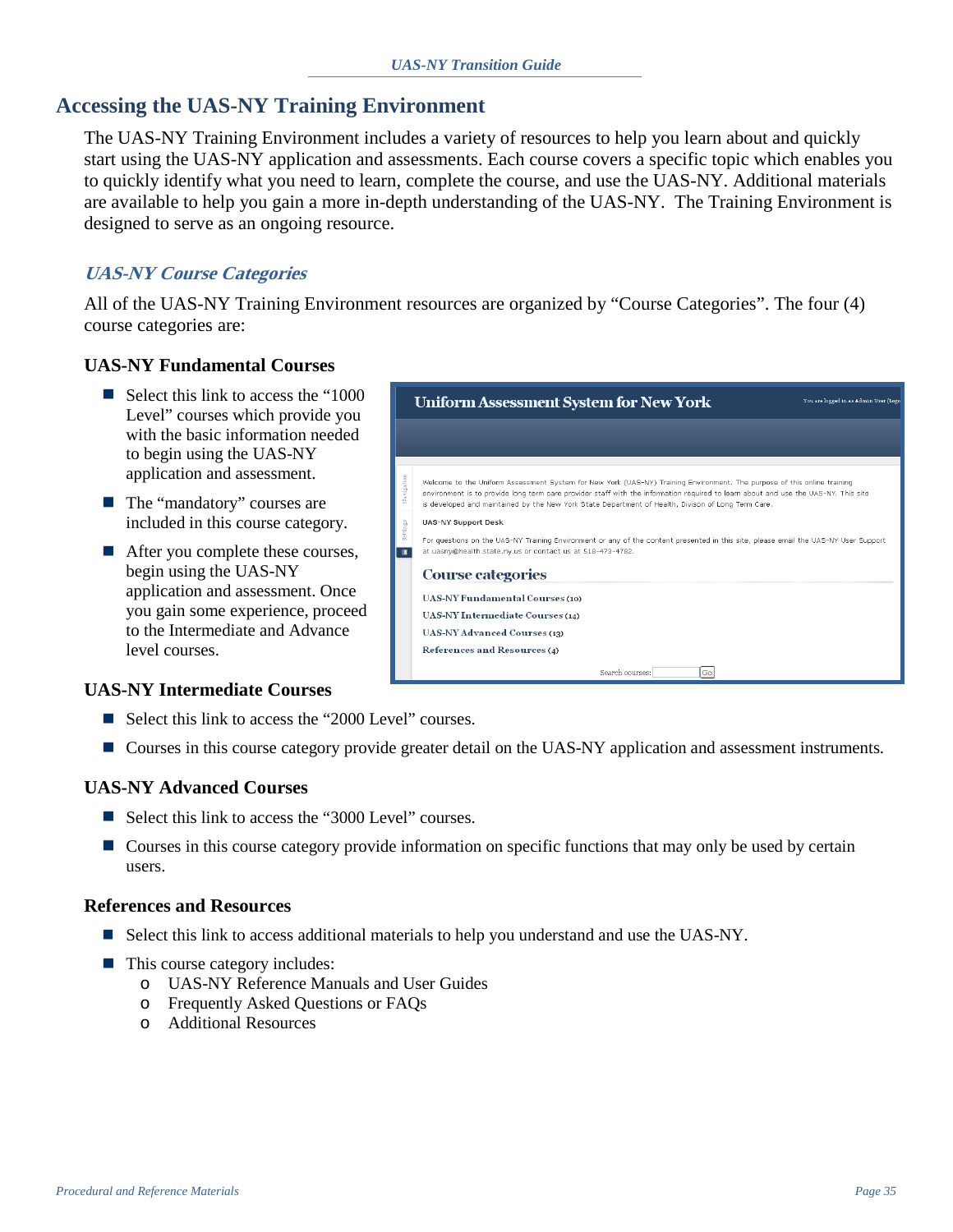## Accessing the UAS-NY Training Environment

The UAS-NY Training Environment includes a variety of resources to help you learn about and quickly start using the UAS-NY application and assessments. Each course covers a specific topic which enables you to quickly identify what you need to learn, complete the course, and use the UAS-NY. Additional materials are available to help you gain a more in-depth understanding of the UAS-NY. The Training Environment is designed to serve as an ongoing resource.

### *UAS-NY Course Categories*

All of the UAS-NY Training Environment resources are organized by "Course Categories". The four (4) course categories are:

#### UAS-NY Fundamental Courses

- Select this link to access the "1000 Level" courses which provide you with the basic information needed to begin using the UAS-NY application and assessment.
- The "mandatory" courses are included in this course category.
- After you complete these courses, begin using the UAS-NY application and assessment. Once you gain some experience, proceed to the Intermediate and Advance level courses.

#### UAS-NY Intermediate Courses

- Select this link to access the "2000 Level" courses.
- Courses in this course category provide greater detail on the UAS-NY application and assessment instruments.

#### UAS-NY Advanced Courses

- Select this link to access the "3000 Level" courses.
- Courses in this course category provide information on specific functions that may only be used by certain users.

#### References and Resources

- Select this link to access additional materials to help you understand and use the UAS-NY.
- This course category includes:
  - UAS-NY Reference Manuals and User Guides
  - Frequently Asked Questions or FAQs
  - Additional Resources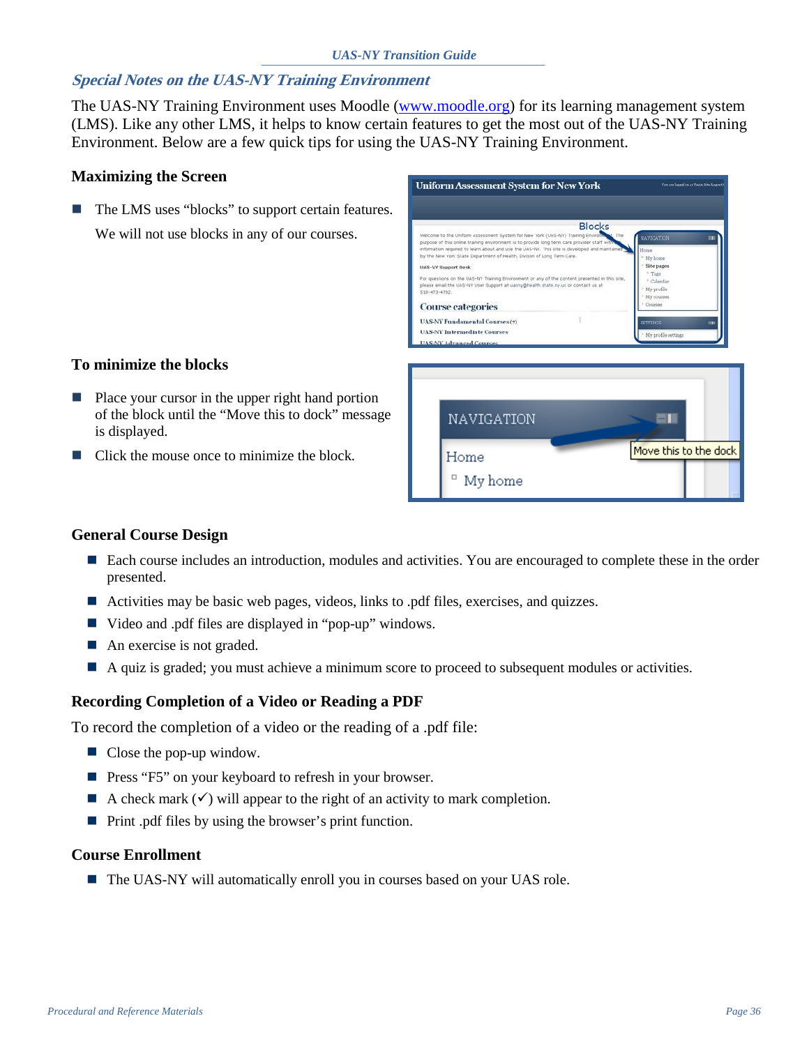## Special Notes on the UAS-NY Training Environment

The UAS-NY Training Environment uses Moodle (www.moodle.org) for its learning management system (LMS). Like any other LMS, it helps to know certain features to get the most out of the UAS-NY Training Environment. Below are a few quick tips for using the UAS-NY Training Environment.

### Maximizing the Screen

- The LMS uses "blocks" to support certain features.

  We will not use blocks in any of our courses.

### To minimize the blocks

- Place your cursor in the upper right hand portion of the block until the "Move this to dock" message is displayed.
- Click the mouse once to minimize the block.

### General Course Design

- Each course includes an introduction, modules and activities. You are encouraged to complete these in the order presented.
- Activities may be basic web pages, videos, links to .pdf files, exercises, and quizzes.
- Video and .pdf files are displayed in "pop-up" windows.
- An exercise is not graded.
- A quiz is graded; you must achieve a minimum score to proceed to subsequent modules or activities.

### Recording Completion of a Video or Reading a PDF

To record the completion of a video or the reading of a .pdf file:

- Close the pop-up window.
- Press "F5" on your keyboard to refresh in your browser.
- A check mark (✓) will appear to the right of an activity to mark completion.
- Print .pdf files by using the browser's print function.

### Course Enrollment

- The UAS-NY will automatically enroll you in courses based on your UAS role.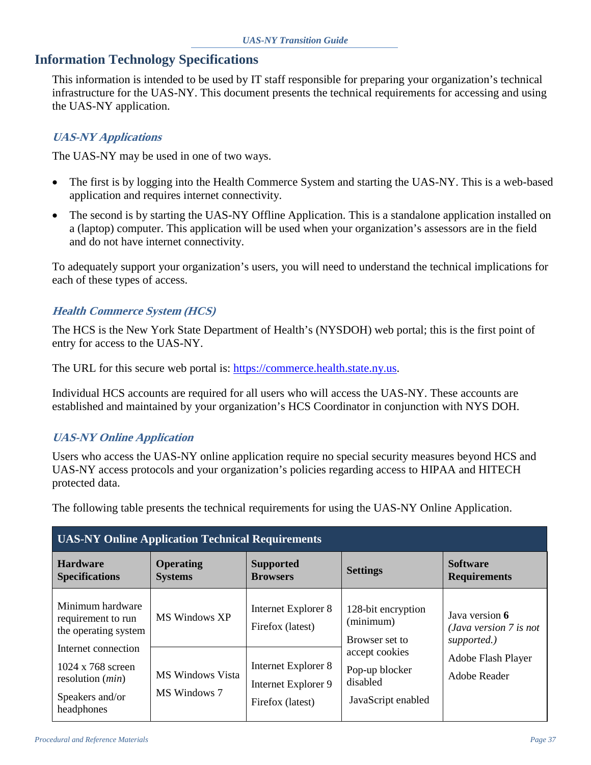## Information Technology Specifications

This information is intended to be used by IT staff responsible for preparing your organization's technical infrastructure for the UAS-NY. This document presents the technical requirements for accessing and using the UAS-NY application.

### *UAS-NY Applications*

The UAS-NY may be used in one of two ways.

- The first is by logging into the Health Commerce System and starting the UAS-NY. This is a web-based application and requires internet connectivity.
- The second is by starting the UAS-NY Offline Application. This is a standalone application installed on a (laptop) computer. This application will be used when your organization's assessors are in the field and do not have internet connectivity.

To adequately support your organization's users, you will need to understand the technical implications for each of these types of access.

### *Health Commerce System (HCS)*

The HCS is the New York State Department of Health's (NYSDOH) web portal; this is the first point of entry for access to the UAS-NY.

The URL for this secure web portal is: https://commerce.health.state.ny.us.

Individual HCS accounts are required for all users who will access the UAS-NY. These accounts are established and maintained by your organization's HCS Coordinator in conjunction with NYS DOH.

### *UAS-NY Online Application*

Users who access the UAS-NY online application require no special security measures beyond HCS and UAS-NY access protocols and your organization's policies regarding access to HIPAA and HITECH protected data.

The following table presents the technical requirements for using the UAS-NY Online Application.

| **UAS-NY Online Application Technical Requirements** | | | | |
|---|---|---|---|---|
| **Hardware Specifications** | **Operating Systems** | **Supported Browsers** | **Settings** | **Software Requirements** |
| Minimum hardware requirement to run the operating system<br>Internet connection<br>1024 x 768 screen resolution (*min*)<br>Speakers and/or headphones | MS Windows XP | Internet Explorer 8<br>Firefox (latest) | 128-bit encryption (minimum)<br>Browser set to accept cookies<br>Pop-up blocker disabled<br>JavaScript enabled | Java version **6** *(Java version 7 is not supported.)*<br>Adobe Flash Player<br>Adobe Reader |
| | MS Windows Vista<br>MS Windows 7 | Internet Explorer 8<br>Internet Explorer 9<br>Firefox (latest) | | |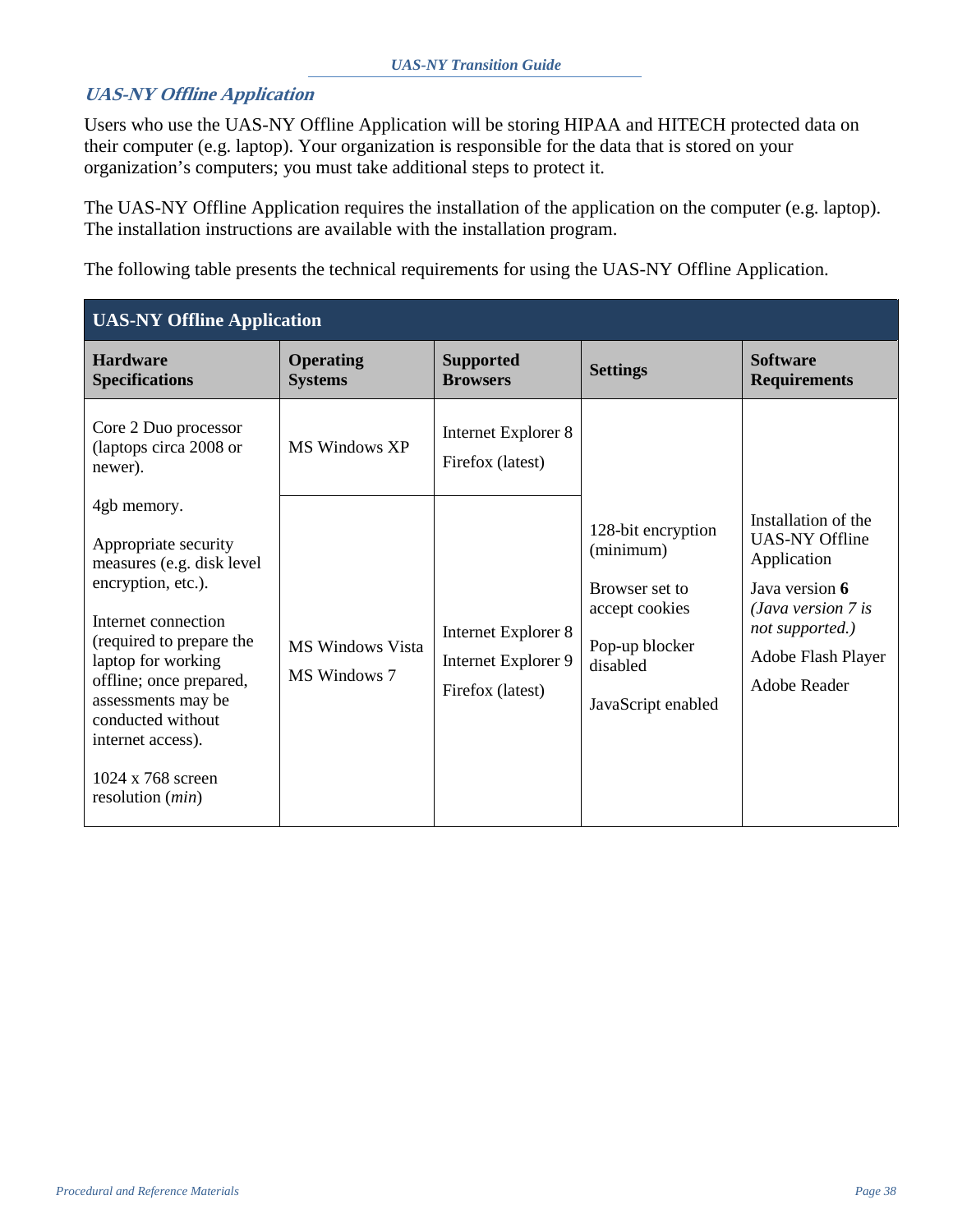## UAS-NY Offline Application

Users who use the UAS-NY Offline Application will be storing HIPAA and HITECH protected data on their computer (e.g. laptop). Your organization is responsible for the data that is stored on your organization's computers; you must take additional steps to protect it.

The UAS-NY Offline Application requires the installation of the application on the computer (e.g. laptop). The installation instructions are available with the installation program.

The following table presents the technical requirements for using the UAS-NY Offline Application.

| UAS-NY Offline Application | | | | |
|---|---|---|---|---|
| **Hardware Specifications** | **Operating Systems** | **Supported Browsers** | **Settings** | **Software Requirements** |
| Core 2 Duo processor (laptops circa 2008 or newer).<br><br>4gb memory.<br><br>Appropriate security measures (e.g. disk level encryption, etc.).<br><br>Internet connection (required to prepare the laptop for working offline; once prepared, assessments may be conducted without internet access).<br><br>1024 x 768 screen resolution (*min*) | MS Windows XP | Internet Explorer 8<br>Firefox (latest) | 128-bit encryption (minimum)<br><br>Browser set to accept cookies<br><br>Pop-up blocker disabled<br><br>JavaScript enabled | Installation of the UAS-NY Offline Application<br><br>Java version **6** *(Java version 7 is not supported.)*<br><br>Adobe Flash Player<br><br>Adobe Reader |
| | MS Windows Vista<br>MS Windows 7 | Internet Explorer 8<br>Internet Explorer 9<br>Firefox (latest) | | |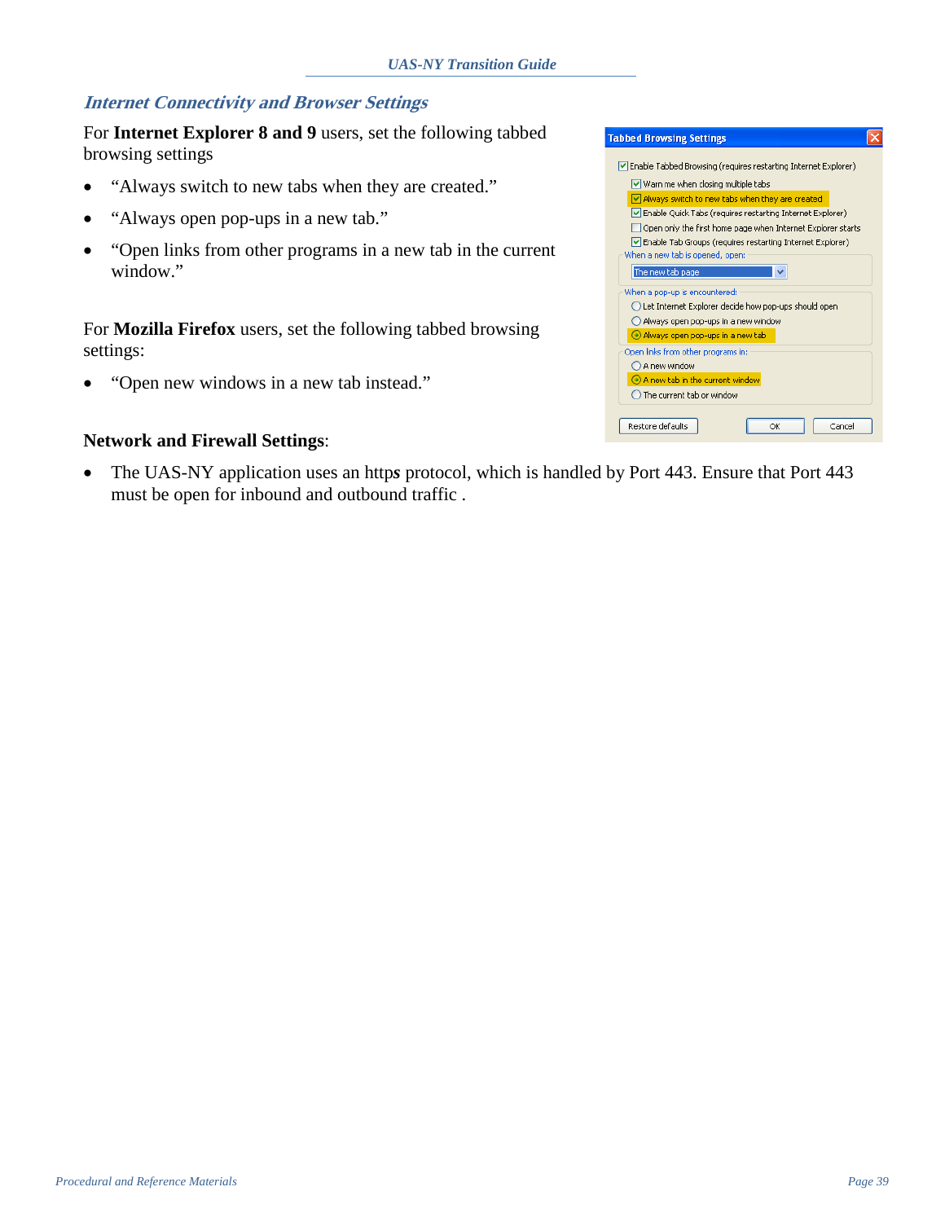## *Internet Connectivity and Browser Settings*

For **Internet Explorer 8 and 9** users, set the following tabbed browsing settings

- "Always switch to new tabs when they are created."
- "Always open pop-ups in a new tab."
- "Open links from other programs in a new tab in the current window."

For **Mozilla Firefox** users, set the following tabbed browsing settings:

- "Open new windows in a new tab instead."

**Network and Firewall Settings**:

- The UAS-NY application uses an http***s*** protocol, which is handled by Port 443. Ensure that Port 443 must be open for inbound and outbound traffic .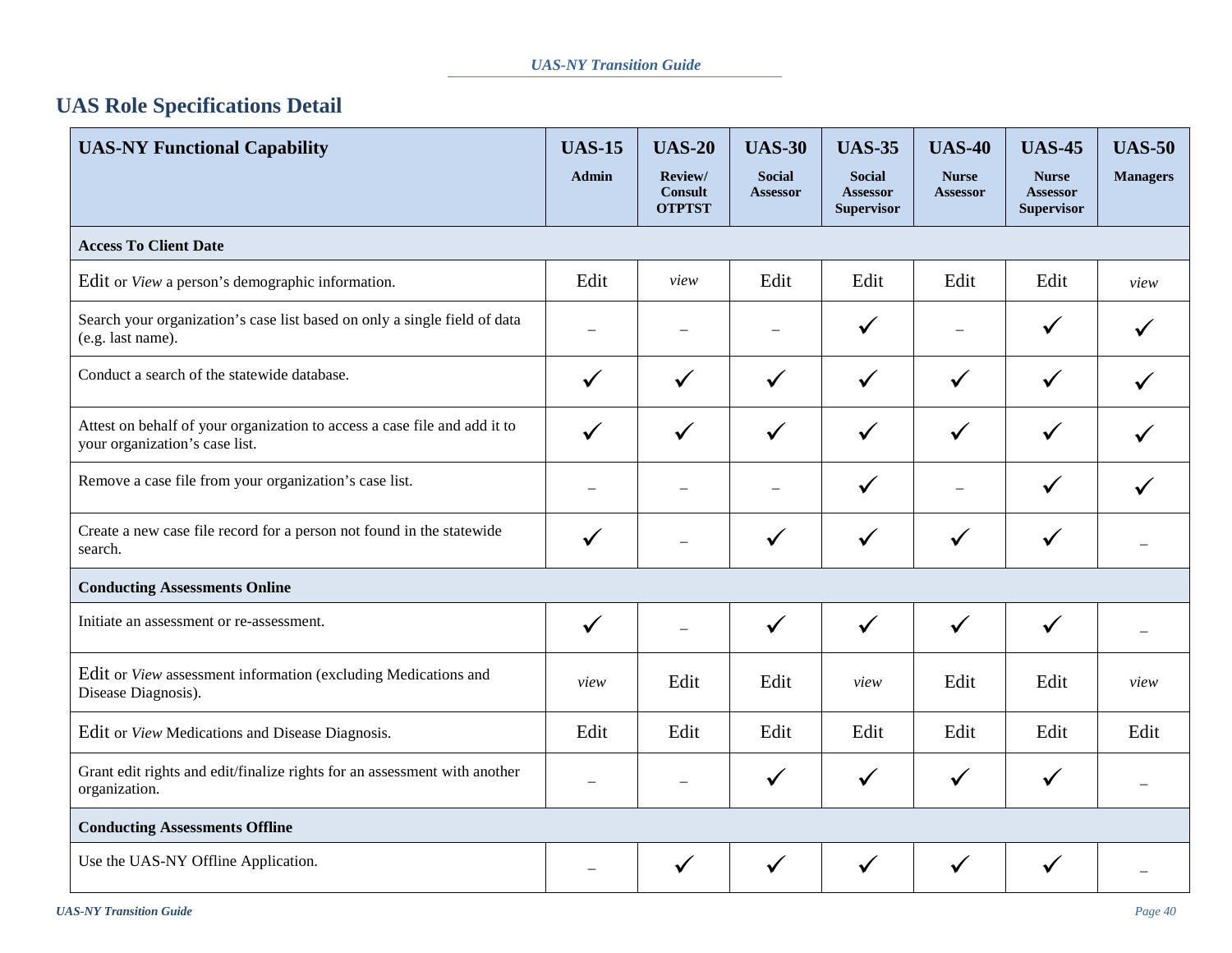## UAS Role Specifications Detail

| UAS-NY Functional Capability | UAS-15 Admin | UAS-20 Review/ Consult OTPTST | UAS-30 Social Assessor | UAS-35 Social Assessor Supervisor | UAS-40 Nurse Assessor | UAS-45 Nurse Assessor Supervisor | UAS-50 Managers |
|---|---|---|---|---|---|---|---|
| **Access To Client Date** | | | | | | | |
| Edit or *View* a person's demographic information. | Edit | *view* | Edit | Edit | Edit | Edit | *view* |
| Search your organization's case list based on only a single field of data (e.g. last name). | – | – | – | ✓ | – | ✓ | ✓ |
| Conduct a search of the statewide database. | ✓ | ✓ | ✓ | ✓ | ✓ | ✓ | ✓ |
| Attest on behalf of your organization to access a case file and add it to your organization's case list. | ✓ | ✓ | ✓ | ✓ | ✓ | ✓ | ✓ |
| Remove a case file from your organization's case list. | – | – | – | ✓ | – | ✓ | ✓ |
| Create a new case file record for a person not found in the statewide search. | ✓ | – | ✓ | ✓ | ✓ | ✓ | – |
| **Conducting Assessments Online** | | | | | | | |
| Initiate an assessment or re-assessment. | ✓ | – | ✓ | ✓ | ✓ | ✓ | – |
| Edit or *View* assessment information (excluding Medications and Disease Diagnosis). | *view* | Edit | Edit | *view* | Edit | Edit | *view* |
| Edit or *View* Medications and Disease Diagnosis. | Edit | Edit | Edit | Edit | Edit | Edit | Edit |
| Grant edit rights and edit/finalize rights for an assessment with another organization. | – | – | ✓ | ✓ | ✓ | ✓ | – |
| **Conducting Assessments Offline** | | | | | | | |
| Use the UAS-NY Offline Application. | – | ✓ | ✓ | ✓ | ✓ | ✓ | – |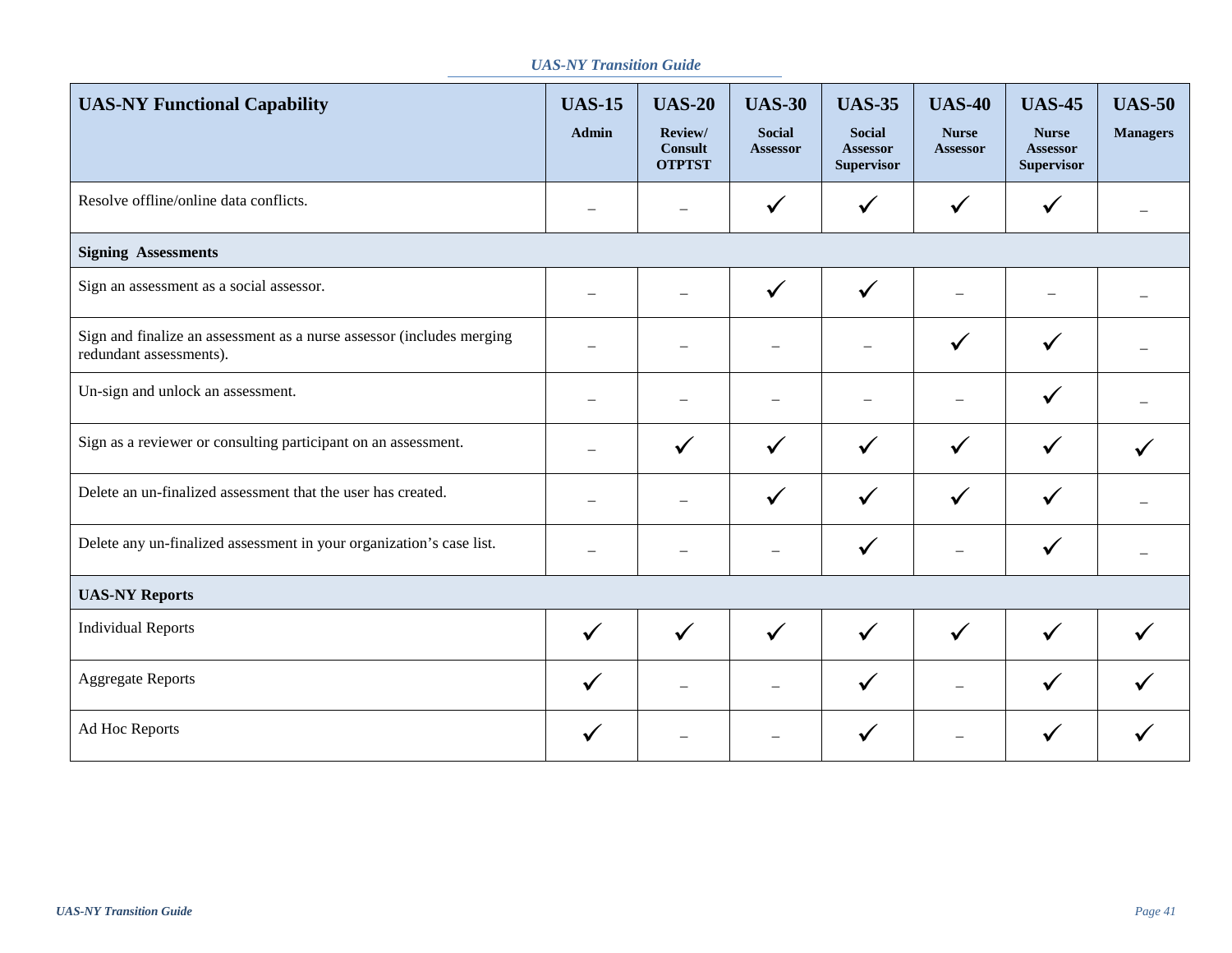| UAS-NY Functional Capability | UAS-15 Admin | UAS-20 Review/ Consult OTPTST | UAS-30 Social Assessor | UAS-35 Social Assessor Supervisor | UAS-40 Nurse Assessor | UAS-45 Nurse Assessor Supervisor | UAS-50 Managers |
|---|---|---|---|---|---|---|---|
| Resolve offline/online data conflicts. | – | – | ✓ | ✓ | ✓ | ✓ | – |
| **Signing Assessments** | | | | | | | |
| Sign an assessment as a social assessor. | – | – | ✓ | ✓ | – | – | – |
| Sign and finalize an assessment as a nurse assessor (includes merging redundant assessments). | – | – | – | – | ✓ | ✓ | – |
| Un-sign and unlock an assessment. | – | – | – | – | – | ✓ | – |
| Sign as a reviewer or consulting participant on an assessment. | – | ✓ | ✓ | ✓ | ✓ | ✓ | ✓ |
| Delete an un-finalized assessment that the user has created. | – | – | ✓ | ✓ | ✓ | ✓ | – |
| Delete any un-finalized assessment in your organization's case list. | – | – | – | ✓ | – | ✓ | – |
| **UAS-NY Reports** | | | | | | | |
| Individual Reports | ✓ | ✓ | ✓ | ✓ | ✓ | ✓ | ✓ |
| Aggregate Reports | ✓ | – | – | ✓ | – | ✓ | ✓ |
| Ad Hoc Reports | ✓ | – | – | ✓ | – | ✓ | ✓ |